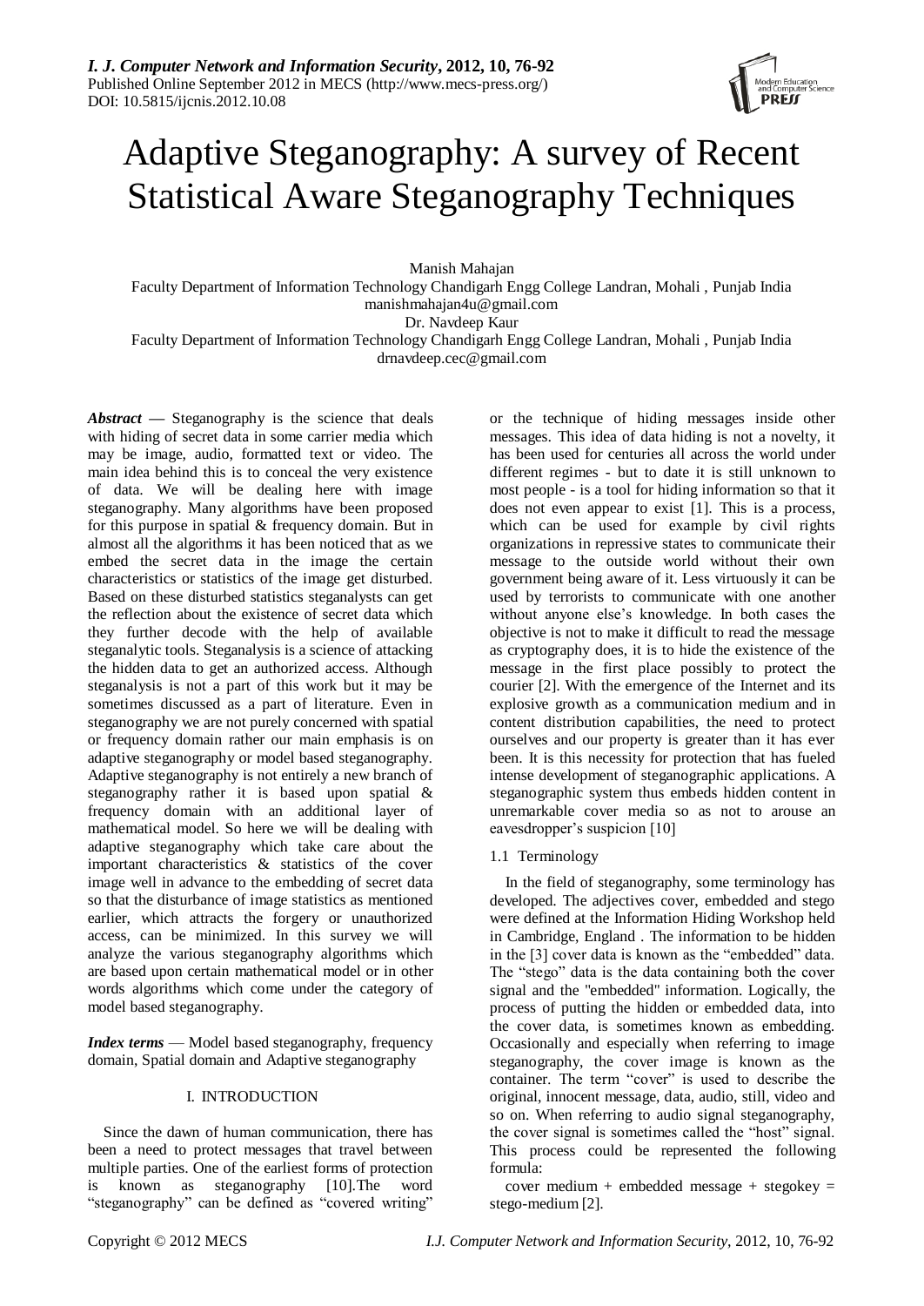# Adaptive Steganography: A survey of Recent Statistical Aware Steganography Techniques

Manish Mahajan

Faculty Department of Information Technology Chandigarh Engg College Landran, Mohali , Punjab India

manishmahajan4u@gmail.com

Dr. Navdeep Kaur

Faculty Department of Information Technology Chandigarh Engg College Landran, Mohali , Punjab India

drnavdeep.cec@gmail.com

***Abstract* —** Steganography is the science that deals with hiding of secret data in some carrier media which may be image, audio, formatted text or video. The main idea behind this is to conceal the very existence of data. We will be dealing here with image steganography. Many algorithms have been proposed for this purpose in spatial & frequency domain. But in almost all the algorithms it has been noticed that as we embed the secret data in the image the certain characteristics or statistics of the image get disturbed. Based on these disturbed statistics steganalysts can get the reflection about the existence of secret data which they further decode with the help of available steganalytic tools. Steganalysis is a science of attacking the hidden data to get an authorized access. Although steganalysis is not a part of this work but it may be sometimes discussed as a part of literature. Even in steganography we are not purely concerned with spatial or frequency domain rather our main emphasis is on adaptive steganography or model based steganography. Adaptive steganography is not entirely a new branch of steganography rather it is based upon spatial & frequency domain with an additional layer of mathematical model. So here we will be dealing with adaptive steganography which take care about the important characteristics & statistics of the cover image well in advance to the embedding of secret data so that the disturbance of image statistics as mentioned earlier, which attracts the forgery or unauthorized access, can be minimized. In this survey we will analyze the various steganography algorithms which are based upon certain mathematical model or in other words algorithms which come under the category of model based steganography.

***Index terms*** — Model based steganography, frequency domain, Spatial domain and Adaptive steganography

## I. INTRODUCTION

Since the dawn of human communication, there has been a need to protect messages that travel between multiple parties. One of the earliest forms of protection is known as steganography [10].The word "steganography" can be defined as "covered writing" or the technique of hiding messages inside other messages. This idea of data hiding is not a novelty, it has been used for centuries all across the world under different regimes - but to date it is still unknown to most people - is a tool for hiding information so that it does not even appear to exist [1]. This is a process, which can be used for example by civil rights organizations in repressive states to communicate their message to the outside world without their own government being aware of it. Less virtuously it can be used by terrorists to communicate with one another without anyone else's knowledge. In both cases the objective is not to make it difficult to read the message as cryptography does, it is to hide the existence of the message in the first place possibly to protect the courier [2]. With the emergence of the Internet and its explosive growth as a communication medium and in content distribution capabilities, the need to protect ourselves and our property is greater than it has ever been. It is this necessity for protection that has fueled intense development of steganographic applications. A steganographic system thus embeds hidden content in unremarkable cover media so as not to arouse an eavesdropper's suspicion [10]

### 1.1 Terminology

In the field of steganography, some terminology has developed. The adjectives cover, embedded and stego were defined at the Information Hiding Workshop held in Cambridge, England . The information to be hidden in the [3] cover data is known as the "embedded" data. The "stego" data is the data containing both the cover signal and the "embedded" information. Logically, the process of putting the hidden or embedded data, into the cover data, is sometimes known as embedding. Occasionally and especially when referring to image steganography, the cover image is known as the container. The term "cover" is used to describe the original, innocent message, data, audio, still, video and so on. When referring to audio signal steganography, the cover signal is sometimes called the "host" signal. This process could be represented the following formula:

cover medium + embedded message + stegokey = stego-medium [2].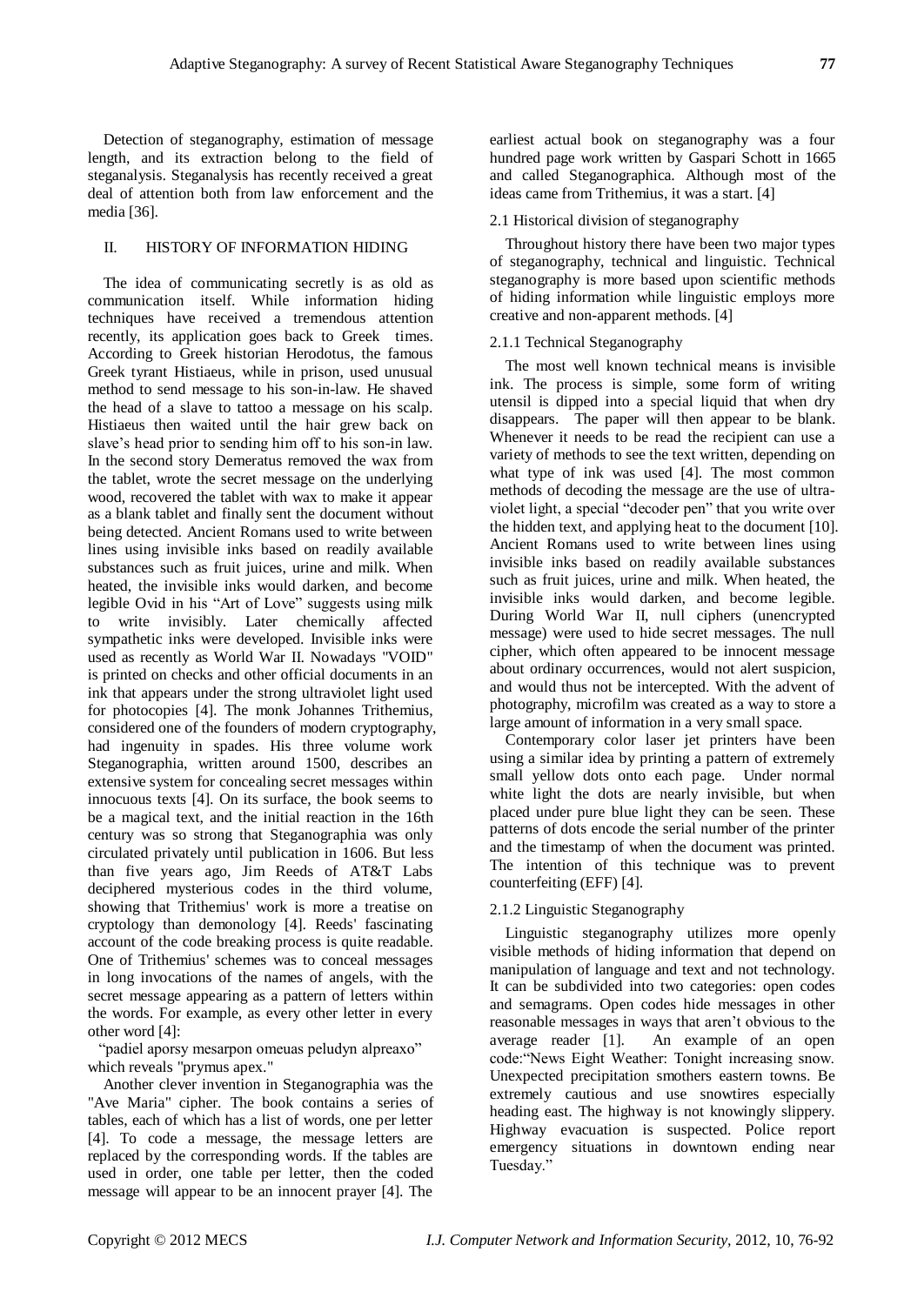Detection of steganography, estimation of message length, and its extraction belong to the field of steganalysis. Steganalysis has recently received a great deal of attention both from law enforcement and the media [36].

## II. HISTORY OF INFORMATION HIDING

The idea of communicating secretly is as old as communication itself. While information hiding techniques have received a tremendous attention recently, its application goes back to Greek times. According to Greek historian Herodotus, the famous Greek tyrant Histiaeus, while in prison, used unusual method to send message to his son-in-law. He shaved the head of a slave to tattoo a message on his scalp. Histiaeus then waited until the hair grew back on slave's head prior to sending him off to his son-in law. In the second story Demeratus removed the wax from the tablet, wrote the secret message on the underlying wood, recovered the tablet with wax to make it appear as a blank tablet and finally sent the document without being detected. Ancient Romans used to write between lines using invisible inks based on readily available substances such as fruit juices, urine and milk. When heated, the invisible inks would darken, and become legible Ovid in his "Art of Love" suggests using milk to write invisibly. Later chemically affected sympathetic inks were developed. Invisible inks were used as recently as World War II. Nowadays "VOID" is printed on checks and other official documents in an ink that appears under the strong ultraviolet light used for photocopies [4]. The monk Johannes Trithemius, considered one of the founders of modern cryptography, had ingenuity in spades. His three volume work Steganographia, written around 1500, describes an extensive system for concealing secret messages within innocuous texts [4]. On its surface, the book seems to be a magical text, and the initial reaction in the 16th century was so strong that Steganographia was only circulated privately until publication in 1606. But less than five years ago, Jim Reeds of AT&T Labs deciphered mysterious codes in the third volume, showing that Trithemius' work is more a treatise on cryptology than demonology [4]. Reeds' fascinating account of the code breaking process is quite readable. One of Trithemius' schemes was to conceal messages in long invocations of the names of angels, with the secret message appearing as a pattern of letters within the words. For example, as every other letter in every other word [4]:

"padiel aporsy mesarpon omeuas peludyn alpreaxo" which reveals "prymus apex."

Another clever invention in Steganographia was the "Ave Maria" cipher. The book contains a series of tables, each of which has a list of words, one per letter [4]. To code a message, the message letters are replaced by the corresponding words. If the tables are used in order, one table per letter, then the coded message will appear to be an innocent prayer [4]. The earliest actual book on steganography was a four hundred page work written by Gaspari Schott in 1665 and called Steganographica. Although most of the ideas came from Trithemius, it was a start. [4]

### 2.1 Historical division of steganography

Throughout history there have been two major types of steganography, technical and linguistic. Technical steganography is more based upon scientific methods of hiding information while linguistic employs more creative and non-apparent methods. [4]

#### 2.1.1 Technical Steganography

The most well known technical means is invisible ink. The process is simple, some form of writing utensil is dipped into a special liquid that when dry disappears. The paper will then appear to be blank. Whenever it needs to be read the recipient can use a variety of methods to see the text written, depending on what type of ink was used [4]. The most common methods of decoding the message are the use of ultra-violet light, a special "decoder pen" that you write over the hidden text, and applying heat to the document [10]. Ancient Romans used to write between lines using invisible inks based on readily available substances such as fruit juices, urine and milk. When heated, the invisible inks would darken, and become legible. During World War II, null ciphers (unencrypted message) were used to hide secret messages. The null cipher, which often appeared to be innocent message about ordinary occurrences, would not alert suspicion, and would thus not be intercepted. With the advent of photography, microfilm was created as a way to store a large amount of information in a very small space.

Contemporary color laser jet printers have been using a similar idea by printing a pattern of extremely small yellow dots onto each page. Under normal white light the dots are nearly invisible, but when placed under pure blue light they can be seen. These patterns of dots encode the serial number of the printer and the timestamp of when the document was printed. The intention of this technique was to prevent counterfeiting (EFF) [4].

#### 2.1.2 Linguistic Steganography

Linguistic steganography utilizes more openly visible methods of hiding information that depend on manipulation of language and text and not technology. It can be subdivided into two categories: open codes and semagrams. Open codes hide messages in other reasonable messages in ways that aren't obvious to the average reader [1]. An example of an open code:"News Eight Weather: Tonight increasing snow. Unexpected precipitation smothers eastern towns. Be extremely cautious and use snowtires especially heading east. The highway is not knowingly slippery. Highway evacuation is suspected. Police report emergency situations in downtown ending near Tuesday."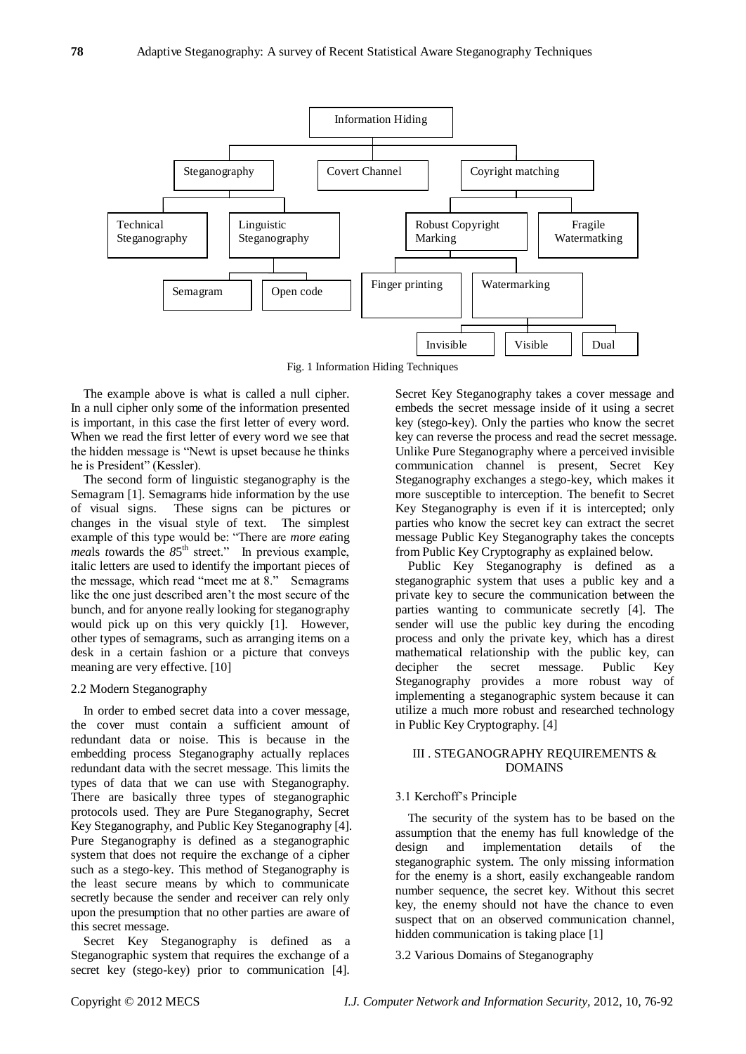- Information Hiding
  - Steganography
    - Technical Steganography
    - Linguistic Steganography
      - Semagram
      - Open code
  - Covert Channel
  - Coyright matching
    - Robust Copyright Marking
      - Finger printing
      - Watermarking
        - Invisible
        - Visible
        - Dual
    - Fragile Watermatking

Fig. 1 Information Hiding Techniques

The example above is what is called a null cipher. In a null cipher only some of the information presented is important, in this case the first letter of every word. When we read the first letter of every word we see that the hidden message is "Newt is upset because he thinks he is President" (Kessler).

The second form of linguistic steganography is the Semagram [1]. Semagrams hide information by the use of visual signs. These signs can be pictures or changes in the visual style of text. The simplest example of this type would be: "There are *more eat*ing *mea*ls *t*owards the *8*5th street." In previous example, italic letters are used to identify the important pieces of the message, which read "meet me at 8." Semagrams like the one just described aren't the most secure of the bunch, and for anyone really looking for steganography would pick up on this very quickly [1]. However, other types of semagrams, such as arranging items on a desk in a certain fashion or a picture that conveys meaning are very effective. [10]

2.2 Modern Steganography

In order to embed secret data into a cover message, the cover must contain a sufficient amount of redundant data or noise. This is because in the embedding process Steganography actually replaces redundant data with the secret message. This limits the types of data that we can use with Steganography. There are basically three types of steganographic protocols used. They are Pure Steganography, Secret Key Steganography, and Public Key Steganography [4]. Pure Steganography is defined as a steganographic system that does not require the exchange of a cipher such as a stego-key. This method of Steganography is the least secure means by which to communicate secretly because the sender and receiver can rely only upon the presumption that no other parties are aware of this secret message.

Secret Key Steganography is defined as a Steganographic system that requires the exchange of a secret key (stego-key) prior to communication [4]. Secret Key Steganography takes a cover message and embeds the secret message inside of it using a secret key (stego-key). Only the parties who know the secret key can reverse the process and read the secret message. Unlike Pure Steganography where a perceived invisible communication channel is present, Secret Key Steganography exchanges a stego-key, which makes it more susceptible to interception. The benefit to Secret Key Steganography is even if it is intercepted; only parties who know the secret key can extract the secret message Public Key Steganography takes the concepts from Public Key Cryptography as explained below.

Public Key Steganography is defined as a steganographic system that uses a public key and a private key to secure the communication between the parties wanting to communicate secretly [4]. The sender will use the public key during the encoding process and only the private key, which has a direst mathematical relationship with the public key, can decipher the secret message. Public Key Steganography provides a more robust way of implementing a steganographic system because it can utilize a much more robust and researched technology in Public Key Cryptography. [4]

## III . STEGANOGRAPHY REQUIREMENTS & DOMAINS

3.1 Kerchoff's Principle

The security of the system has to be based on the assumption that the enemy has full knowledge of the design and implementation details of the steganographic system. The only missing information for the enemy is a short, easily exchangeable random number sequence, the secret key. Without this secret key, the enemy should not have the chance to even suspect that on an observed communication channel, hidden communication is taking place [1]

3.2 Various Domains of Steganography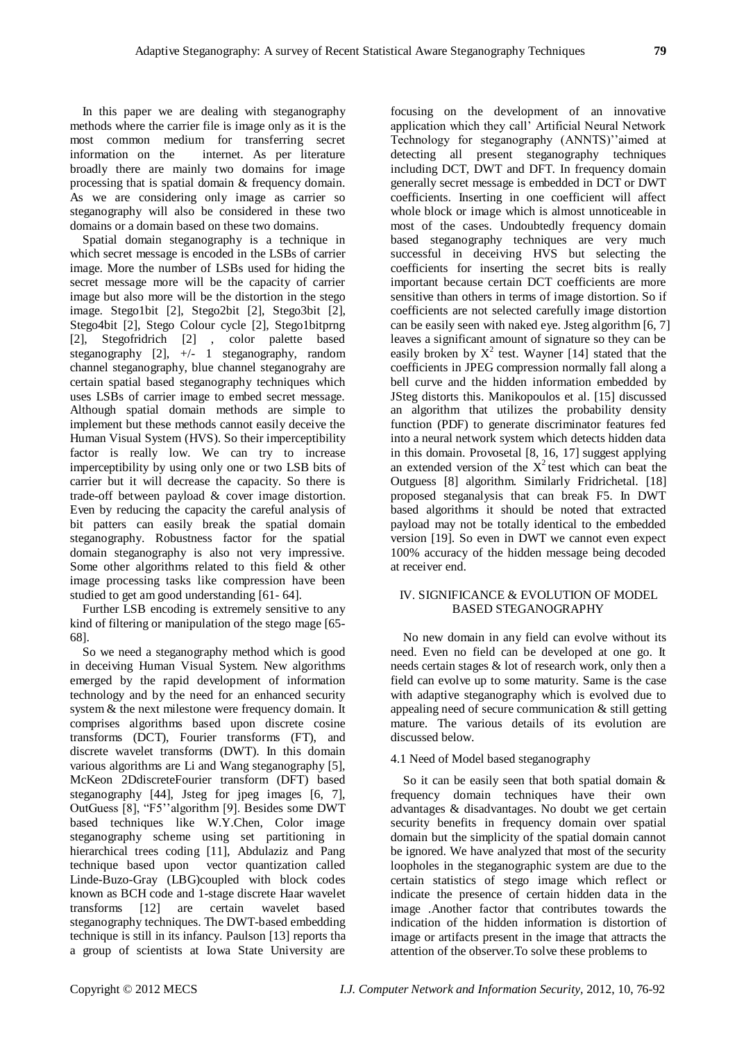In this paper we are dealing with steganography methods where the carrier file is image only as it is the most common medium for transferring secret information on the internet. As per literature broadly there are mainly two domains for image processing that is spatial domain & frequency domain. As we are considering only image as carrier so steganography will also be considered in these two domains or a domain based on these two domains.

Spatial domain steganography is a technique in which secret message is encoded in the LSBs of carrier image. More the number of LSBs used for hiding the secret message more will be the capacity of carrier image but also more will be the distortion in the stego image. Stego1bit [2], Stego2bit [2], Stego3bit [2], Stego4bit [2], Stego Colour cycle [2], Stego1bitprng [2], Stegofridrich [2] , color palette based steganography [2], +/- 1 steganography, random channel steganography, blue channel steganograhy are certain spatial based steganography techniques which uses LSBs of carrier image to embed secret message. Although spatial domain methods are simple to implement but these methods cannot easily deceive the Human Visual System (HVS). So their imperceptibility factor is really low. We can try to increase imperceptibility by using only one or two LSB bits of carrier but it will decrease the capacity. So there is trade-off between payload & cover image distortion. Even by reducing the capacity the careful analysis of bit patters can easily break the spatial domain steganography. Robustness factor for the spatial domain steganography is also not very impressive. Some other algorithms related to this field & other image processing tasks like compression have been studied to get am good understanding [61- 64].

Further LSB encoding is extremely sensitive to any kind of filtering or manipulation of the stego mage [65-68].

So we need a steganography method which is good in deceiving Human Visual System. New algorithms emerged by the rapid development of information technology and by the need for an enhanced security system & the next milestone were frequency domain. It comprises algorithms based upon discrete cosine transforms (DCT), Fourier transforms (FT), and discrete wavelet transforms (DWT). In this domain various algorithms are Li and Wang steganography [5], McKeon 2DdiscreteFourier transform (DFT) based steganography [44], Jsteg for jpeg images [6, 7], OutGuess [8], "F5''algorithm [9]. Besides some DWT based techniques like W.Y.Chen, Color image steganography scheme using set partitioning in hierarchical trees coding [11], Abdulaziz and Pang technique based upon vector quantization called Linde-Buzo-Gray (LBG)coupled with block codes known as BCH code and 1-stage discrete Haar wavelet transforms [12] are certain wavelet based steganography techniques. The DWT-based embedding technique is still in its infancy. Paulson [13] reports tha a group of scientists at Iowa State University are focusing on the development of an innovative application which they call' Artificial Neural Network Technology for steganography (ANNTS)''aimed at detecting all present steganography techniques including DCT, DWT and DFT. In frequency domain generally secret message is embedded in DCT or DWT coefficients. Inserting in one coefficient will affect whole block or image which is almost unnoticeable in most of the cases. Undoubtedly frequency domain based steganography techniques are very much successful in deceiving HVS but selecting the coefficients for inserting the secret bits is really important because certain DCT coefficients are more sensitive than others in terms of image distortion. So if coefficients are not selected carefully image distortion can be easily seen with naked eye. Jsteg algorithm [6, 7] leaves a significant amount of signature so they can be easily broken by $X^2$ test. Wayner [14] stated that the coefficients in JPEG compression normally fall along a bell curve and the hidden information embedded by JSteg distorts this. Manikopoulos et al. [15] discussed an algorithm that utilizes the probability density function (PDF) to generate discriminator features fed into a neural network system which detects hidden data in this domain. Provosetal [8, 16, 17] suggest applying an extended version of the $X^2$ test which can beat the Outguess [8] algorithm. Similarly Fridrichetal. [18] proposed steganalysis that can break F5. In DWT based algorithms it should be noted that extracted payload may not be totally identical to the embedded version [19]. So even in DWT we cannot even expect 100% accuracy of the hidden message being decoded at receiver end.

## IV. SIGNIFICANCE & EVOLUTION OF MODEL BASED STEGANOGRAPHY

No new domain in any field can evolve without its need. Even no field can be developed at one go. It needs certain stages & lot of research work, only then a field can evolve up to some maturity. Same is the case with adaptive steganography which is evolved due to appealing need of secure communication & still getting mature. The various details of its evolution are discussed below.

### 4.1 Need of Model based steganography

So it can be easily seen that both spatial domain & frequency domain techniques have their own advantages & disadvantages. No doubt we get certain security benefits in frequency domain over spatial domain but the simplicity of the spatial domain cannot be ignored. We have analyzed that most of the security loopholes in the steganographic system are due to the certain statistics of stego image which reflect or indicate the presence of certain hidden data in the image .Another factor that contributes towards the indication of the hidden information is distortion of image or artifacts present in the image that attracts the attention of the observer.To solve these problems to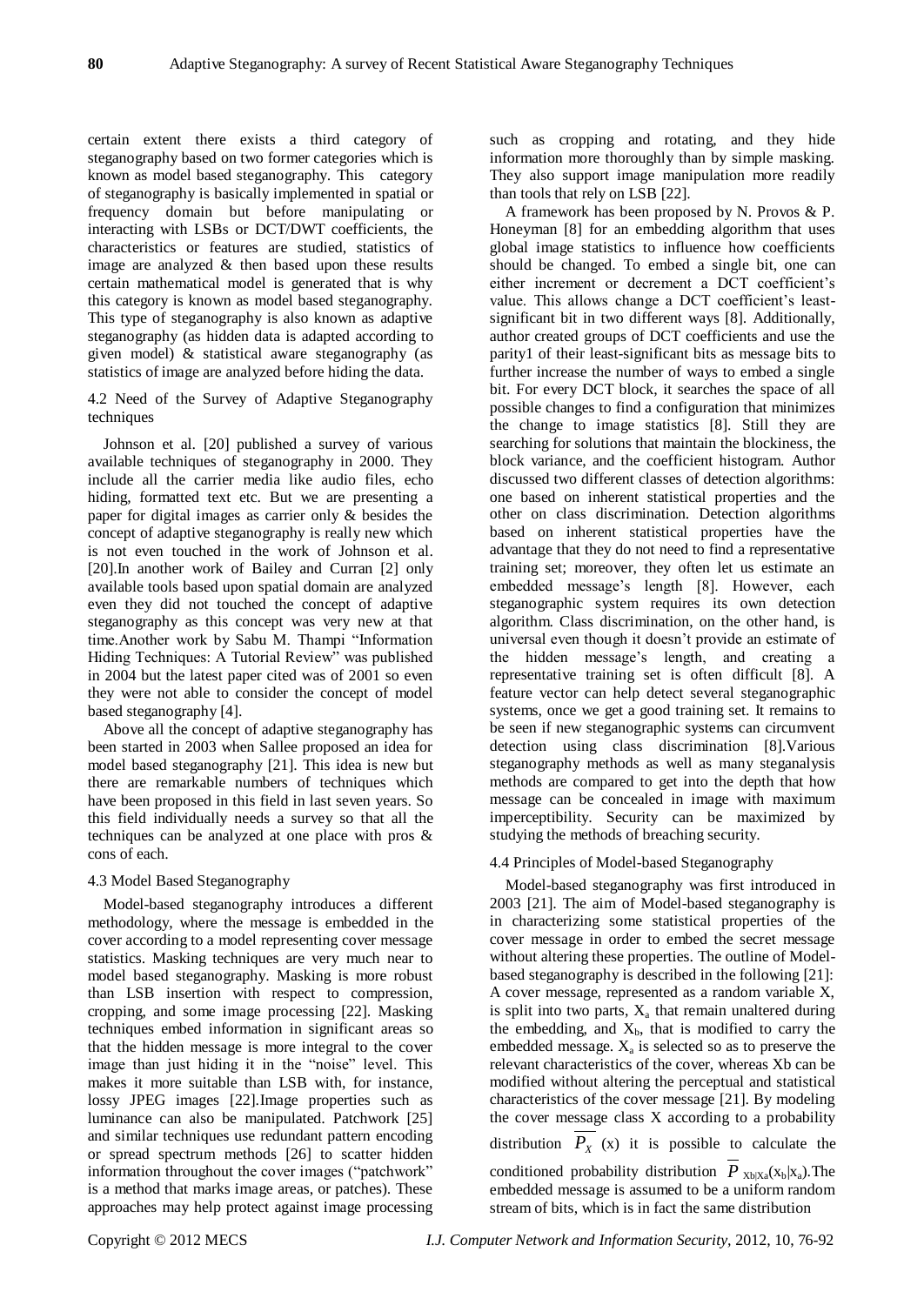certain extent there exists a third category of steganography based on two former categories which is known as model based steganography. This category of steganography is basically implemented in spatial or frequency domain but before manipulating or interacting with LSBs or DCT/DWT coefficients, the characteristics or features are studied, statistics of image are analyzed & then based upon these results certain mathematical model is generated that is why this category is known as model based steganography. This type of steganography is also known as adaptive steganography (as hidden data is adapted according to given model) & statistical aware steganography (as statistics of image are analyzed before hiding the data.

### 4.2 Need of the Survey of Adaptive Steganography techniques

Johnson et al. [20] published a survey of various available techniques of steganography in 2000. They include all the carrier media like audio files, echo hiding, formatted text etc. But we are presenting a paper for digital images as carrier only & besides the concept of adaptive steganography is really new which is not even touched in the work of Johnson et al. [20].In another work of Bailey and Curran [2] only available tools based upon spatial domain are analyzed even they did not touched the concept of adaptive steganography as this concept was very new at that time.Another work by Sabu M. Thampi "Information Hiding Techniques: A Tutorial Review" was published in 2004 but the latest paper cited was of 2001 so even they were not able to consider the concept of model based steganography [4].

Above all the concept of adaptive steganography has been started in 2003 when Sallee proposed an idea for model based steganography [21]. This idea is new but there are remarkable numbers of techniques which have been proposed in this field in last seven years. So this field individually needs a survey so that all the techniques can be analyzed at one place with pros & cons of each.

### 4.3 Model Based Steganography

Model-based steganography introduces a different methodology, where the message is embedded in the cover according to a model representing cover message statistics. Masking techniques are very much near to model based steganography. Masking is more robust than LSB insertion with respect to compression, cropping, and some image processing [22]. Masking techniques embed information in significant areas so that the hidden message is more integral to the cover image than just hiding it in the "noise" level. This makes it more suitable than LSB with, for instance, lossy JPEG images [22].Image properties such as luminance can also be manipulated. Patchwork [25] and similar techniques use redundant pattern encoding or spread spectrum methods [26] to scatter hidden information throughout the cover images ("patchwork" is a method that marks image areas, or patches). These approaches may help protect against image processing such as cropping and rotating, and they hide information more thoroughly than by simple masking. They also support image manipulation more readily than tools that rely on LSB [22].

A framework has been proposed by N. Provos & P. Honeyman [8] for an embedding algorithm that uses global image statistics to influence how coefficients should be changed. To embed a single bit, one can either increment or decrement a DCT coefficient's value. This allows change a DCT coefficient's least-significant bit in two different ways [8]. Additionally, author created groups of DCT coefficients and use the parity1 of their least-significant bits as message bits to further increase the number of ways to embed a single bit. For every DCT block, it searches the space of all possible changes to find a configuration that minimizes the change to image statistics [8]. Still they are searching for solutions that maintain the blockiness, the block variance, and the coefficient histogram. Author discussed two different classes of detection algorithms: one based on inherent statistical properties and the other on class discrimination. Detection algorithms based on inherent statistical properties have the advantage that they do not need to find a representative training set; moreover, they often let us estimate an embedded message's length [8]. However, each steganographic system requires its own detection algorithm. Class discrimination, on the other hand, is universal even though it doesn't provide an estimate of the hidden message's length, and creating a representative training set is often difficult [8]. A feature vector can help detect several steganographic systems, once we get a good training set. It remains to be seen if new steganographic systems can circumvent detection using class discrimination [8].Various steganography methods as well as many steganalysis methods are compared to get into the depth that how message can be concealed in image with maximum imperceptibility. Security can be maximized by studying the methods of breaching security.

### 4.4 Principles of Model-based Steganography

Model-based steganography was first introduced in 2003 [21]. The aim of Model-based steganography is in characterizing some statistical properties of the cover message in order to embed the secret message without altering these properties. The outline of Model-based steganography is described in the following [21]: A cover message, represented as a random variable X, is split into two parts, $X_a$ that remain unaltered during the embedding, and $X_b$, that is modified to carry the embedded message. $X_a$ is selected so as to preserve the relevant characteristics of the cover, whereas Xb can be modified without altering the perceptual and statistical characteristics of the cover message [21]. By modeling the cover message class X according to a probability distribution $\overline{P_X}$ (x) it is possible to calculate the conditioned probability distribution $\overline{P}_{X_b|X_a}(x_b|x_a)$.The embedded message is assumed to be a uniform random stream of bits, which is in fact the same distribution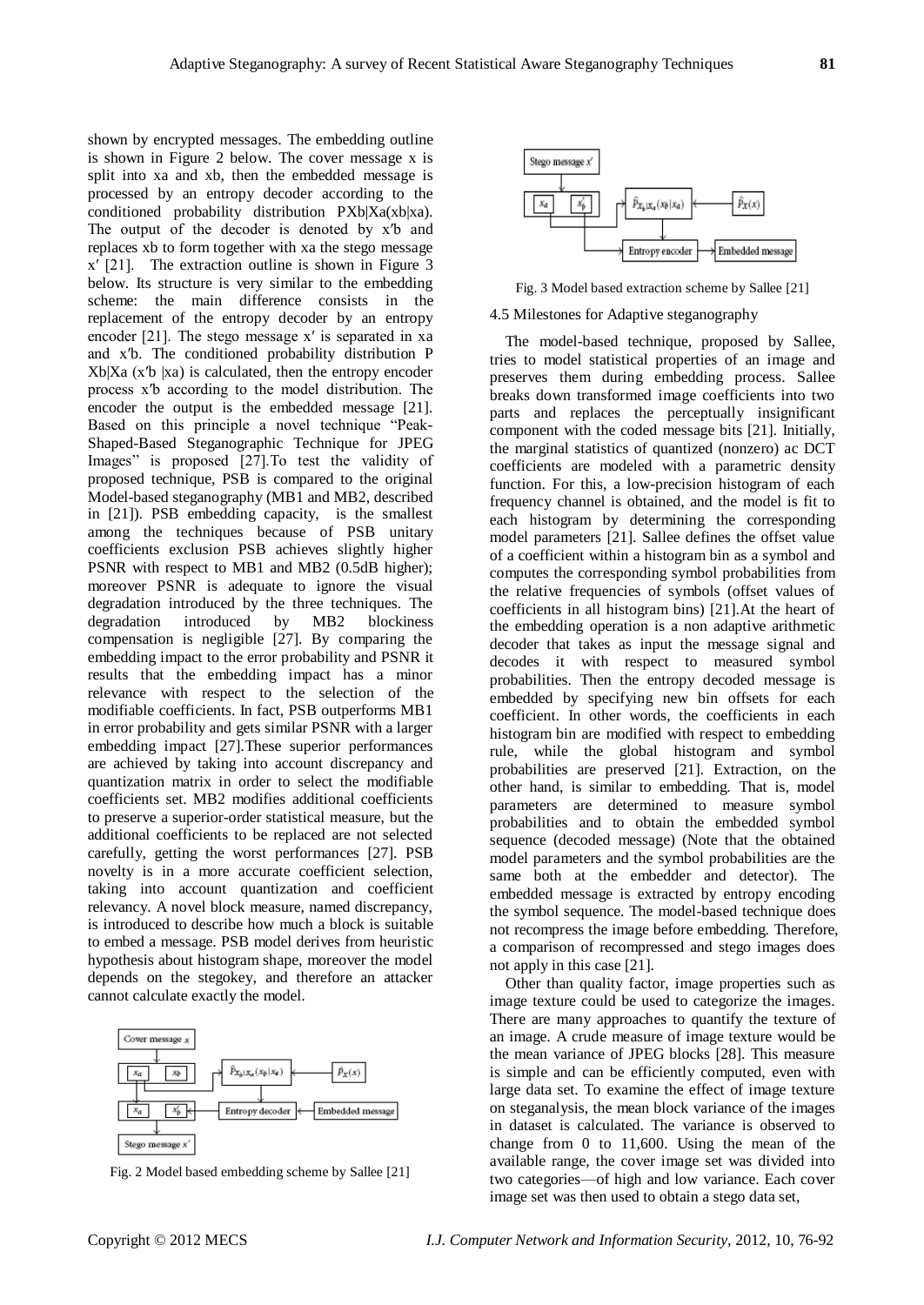shown by encrypted messages. The embedding outline is shown in Figure 2 below. The cover message x is split into xa and xb, then the embedded message is processed by an entropy decoder according to the conditioned probability distribution PXb|Xa(xb|xa). The output of the decoder is denoted by x′b and replaces xb to form together with xa the stego message x′ [21]. The extraction outline is shown in Figure 3 below. Its structure is very similar to the embedding scheme: the main difference consists in the replacement of the entropy decoder by an entropy encoder [21]. The stego message x′ is separated in xa and x′b. The conditioned probability distribution P Xb|Xa (x′b |xa) is calculated, then the entropy encoder process x′b according to the model distribution. The encoder the output is the embedded message [21]. Based on this principle a novel technique "Peak-Shaped-Based Steganographic Technique for JPEG Images" is proposed [27].To test the validity of proposed technique, PSB is compared to the original Model-based steganography (MB1 and MB2, described in [21]). PSB embedding capacity, is the smallest among the techniques because of PSB unitary coefficients exclusion PSB achieves slightly higher PSNR with respect to MB1 and MB2 (0.5dB higher); moreover PSNR is adequate to ignore the visual degradation introduced by the three techniques. The degradation introduced by MB2 blockiness compensation is negligible [27]. By comparing the embedding impact to the error probability and PSNR it results that the embedding impact has a minor relevance with respect to the selection of the modifiable coefficients. In fact, PSB outperforms MB1 in error probability and gets similar PSNR with a larger embedding impact [27].These superior performances are achieved by taking into account discrepancy and quantization matrix in order to select the modifiable coefficients set. MB2 modifies additional coefficients to preserve a superior-order statistical measure, but the additional coefficients to be replaced are not selected carefully, getting the worst performances [27]. PSB novelty is in a more accurate coefficient selection, taking into account quantization and coefficient relevancy. A novel block measure, named discrepancy, is introduced to describe how much a block is suitable to embed a message. PSB model derives from heuristic hypothesis about histogram shape, moreover the model depends on the stegokey, and therefore an attacker cannot calculate exactly the model.

Fig. 2 Model based embedding scheme by Sallee [21]

Fig. 3 Model based extraction scheme by Sallee [21]

### 4.5 Milestones for Adaptive steganography

The model-based technique, proposed by Sallee, tries to model statistical properties of an image and preserves them during embedding process. Sallee breaks down transformed image coefficients into two parts and replaces the perceptually insignificant component with the coded message bits [21]. Initially, the marginal statistics of quantized (nonzero) ac DCT coefficients are modeled with a parametric density function. For this, a low-precision histogram of each frequency channel is obtained, and the model is fit to each histogram by determining the corresponding model parameters [21]. Sallee defines the offset value of a coefficient within a histogram bin as a symbol and computes the corresponding symbol probabilities from the relative frequencies of symbols (offset values of coefficients in all histogram bins) [21].At the heart of the embedding operation is a non adaptive arithmetic decoder that takes as input the message signal and decodes it with respect to measured symbol probabilities. Then the entropy decoded message is embedded by specifying new bin offsets for each coefficient. In other words, the coefficients in each histogram bin are modified with respect to embedding rule, while the global histogram and symbol probabilities are preserved [21]. Extraction, on the other hand, is similar to embedding. That is, model parameters are determined to measure symbol probabilities and to obtain the embedded symbol sequence (decoded message) (Note that the obtained model parameters and the symbol probabilities are the same both at the embedder and detector). The embedded message is extracted by entropy encoding the symbol sequence. The model-based technique does not recompress the image before embedding. Therefore, a comparison of recompressed and stego images does not apply in this case [21].

Other than quality factor, image properties such as image texture could be used to categorize the images. There are many approaches to quantify the texture of an image. A crude measure of image texture would be the mean variance of JPEG blocks [28]. This measure is simple and can be efficiently computed, even with large data set. To examine the effect of image texture on steganalysis, the mean block variance of the images in dataset is calculated. The variance is observed to change from 0 to 11,600. Using the mean of the available range, the cover image set was divided into two categories—of high and low variance. Each cover image set was then used to obtain a stego data set,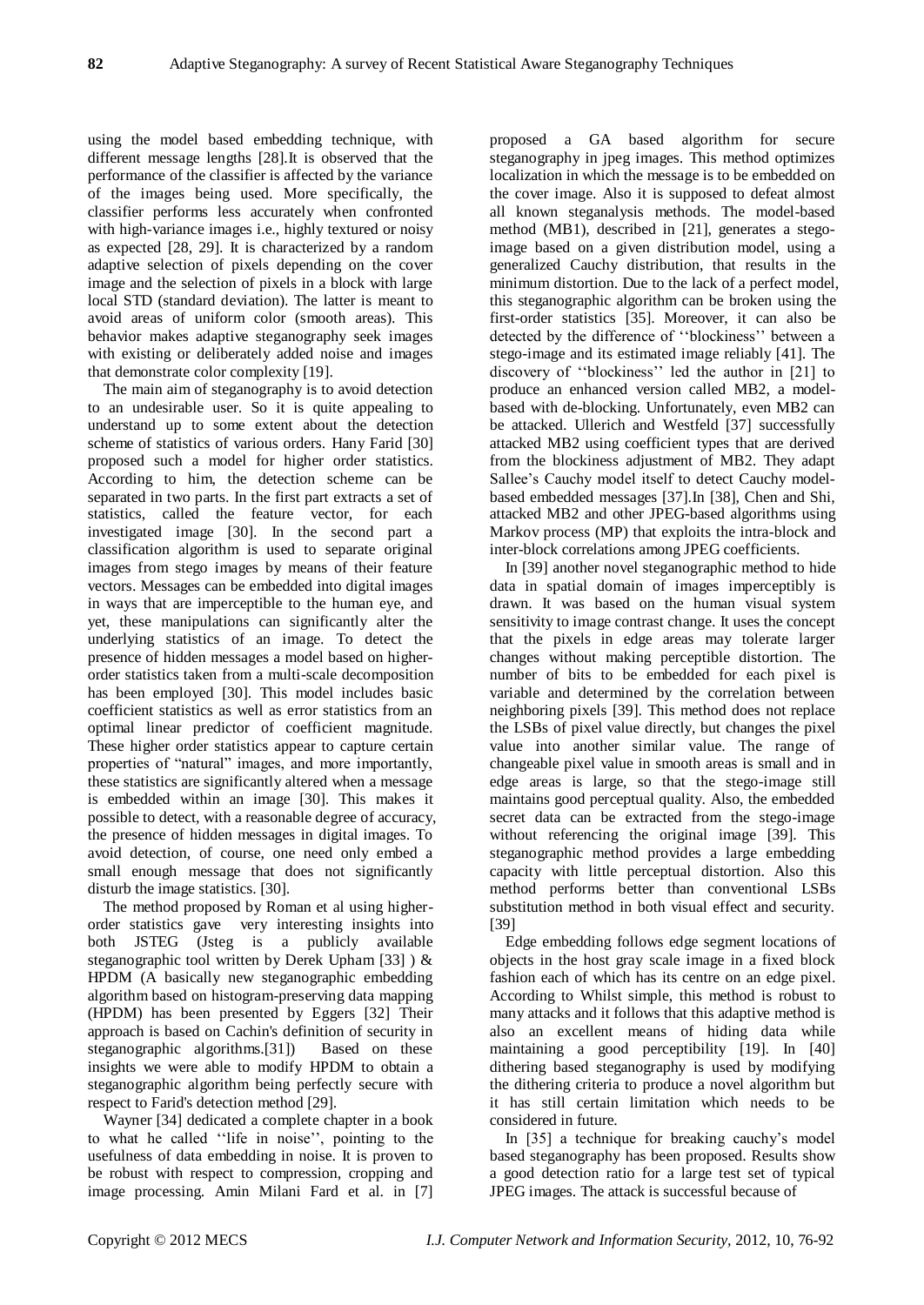using the model based embedding technique, with different message lengths [28].It is observed that the performance of the classifier is affected by the variance of the images being used. More specifically, the classifier performs less accurately when confronted with high-variance images i.e., highly textured or noisy as expected [28, 29]. It is characterized by a random adaptive selection of pixels depending on the cover image and the selection of pixels in a block with large local STD (standard deviation). The latter is meant to avoid areas of uniform color (smooth areas). This behavior makes adaptive steganography seek images with existing or deliberately added noise and images that demonstrate color complexity [19].

The main aim of steganography is to avoid detection to an undesirable user. So it is quite appealing to understand up to some extent about the detection scheme of statistics of various orders. Hany Farid [30] proposed such a model for higher order statistics. According to him, the detection scheme can be separated in two parts. In the first part extracts a set of statistics, called the feature vector, for each investigated image [30]. In the second part a classification algorithm is used to separate original images from stego images by means of their feature vectors. Messages can be embedded into digital images in ways that are imperceptible to the human eye, and yet, these manipulations can significantly alter the underlying statistics of an image. To detect the presence of hidden messages a model based on higher-order statistics taken from a multi-scale decomposition has been employed [30]. This model includes basic coefficient statistics as well as error statistics from an optimal linear predictor of coefficient magnitude. These higher order statistics appear to capture certain properties of "natural" images, and more importantly, these statistics are significantly altered when a message is embedded within an image [30]. This makes it possible to detect, with a reasonable degree of accuracy, the presence of hidden messages in digital images. To avoid detection, of course, one need only embed a small enough message that does not significantly disturb the image statistics. [30].

The method proposed by Roman et al using higher-order statistics gave very interesting insights into both JSTEG (Jsteg is a publicly available steganographic tool written by Derek Upham [33] ) & HPDM (A basically new steganographic embedding algorithm based on histogram-preserving data mapping (HPDM) has been presented by Eggers [32] Their approach is based on Cachin's definition of security in steganographic algorithms.[31]) Based on these insights we were able to modify HPDM to obtain a steganographic algorithm being perfectly secure with respect to Farid's detection method [29].

Wayner [34] dedicated a complete chapter in a book to what he called ''life in noise'', pointing to the usefulness of data embedding in noise. It is proven to be robust with respect to compression, cropping and image processing. Amin Milani Fard et al. in [7] proposed a GA based algorithm for secure steganography in jpeg images. This method optimizes localization in which the message is to be embedded on the cover image. Also it is supposed to defeat almost all known steganalysis methods. The model-based method (MB1), described in [21], generates a stego-image based on a given distribution model, using a generalized Cauchy distribution, that results in the minimum distortion. Due to the lack of a perfect model, this steganographic algorithm can be broken using the first-order statistics [35]. Moreover, it can also be detected by the difference of ''blockiness'' between a stego-image and its estimated image reliably [41]. The discovery of ''blockiness'' led the author in [21] to produce an enhanced version called MB2, a model-based with de-blocking. Unfortunately, even MB2 can be attacked. Ullerich and Westfeld [37] successfully attacked MB2 using coefficient types that are derived from the blockiness adjustment of MB2. They adapt Sallee's Cauchy model itself to detect Cauchy model-based embedded messages [37].In [38], Chen and Shi, attacked MB2 and other JPEG-based algorithms using Markov process (MP) that exploits the intra-block and inter-block correlations among JPEG coefficients.

In [39] another novel steganographic method to hide data in spatial domain of images imperceptibly is drawn. It was based on the human visual system sensitivity to image contrast change. It uses the concept that the pixels in edge areas may tolerate larger changes without making perceptible distortion. The number of bits to be embedded for each pixel is variable and determined by the correlation between neighboring pixels [39]. This method does not replace the LSBs of pixel value directly, but changes the pixel value into another similar value. The range of changeable pixel value in smooth areas is small and in edge areas is large, so that the stego-image still maintains good perceptual quality. Also, the embedded secret data can be extracted from the stego-image without referencing the original image [39]. This steganographic method provides a large embedding capacity with little perceptual distortion. Also this method performs better than conventional LSBs substitution method in both visual effect and security. [39]

Edge embedding follows edge segment locations of objects in the host gray scale image in a fixed block fashion each of which has its centre on an edge pixel. According to Whilst simple, this method is robust to many attacks and it follows that this adaptive method is also an excellent means of hiding data while maintaining a good perceptibility [19]. In [40] dithering based steganography is used by modifying the dithering criteria to produce a novel algorithm but it has still certain limitation which needs to be considered in future.

In [35] a technique for breaking cauchy's model based steganography has been proposed. Results show a good detection ratio for a large test set of typical JPEG images. The attack is successful because of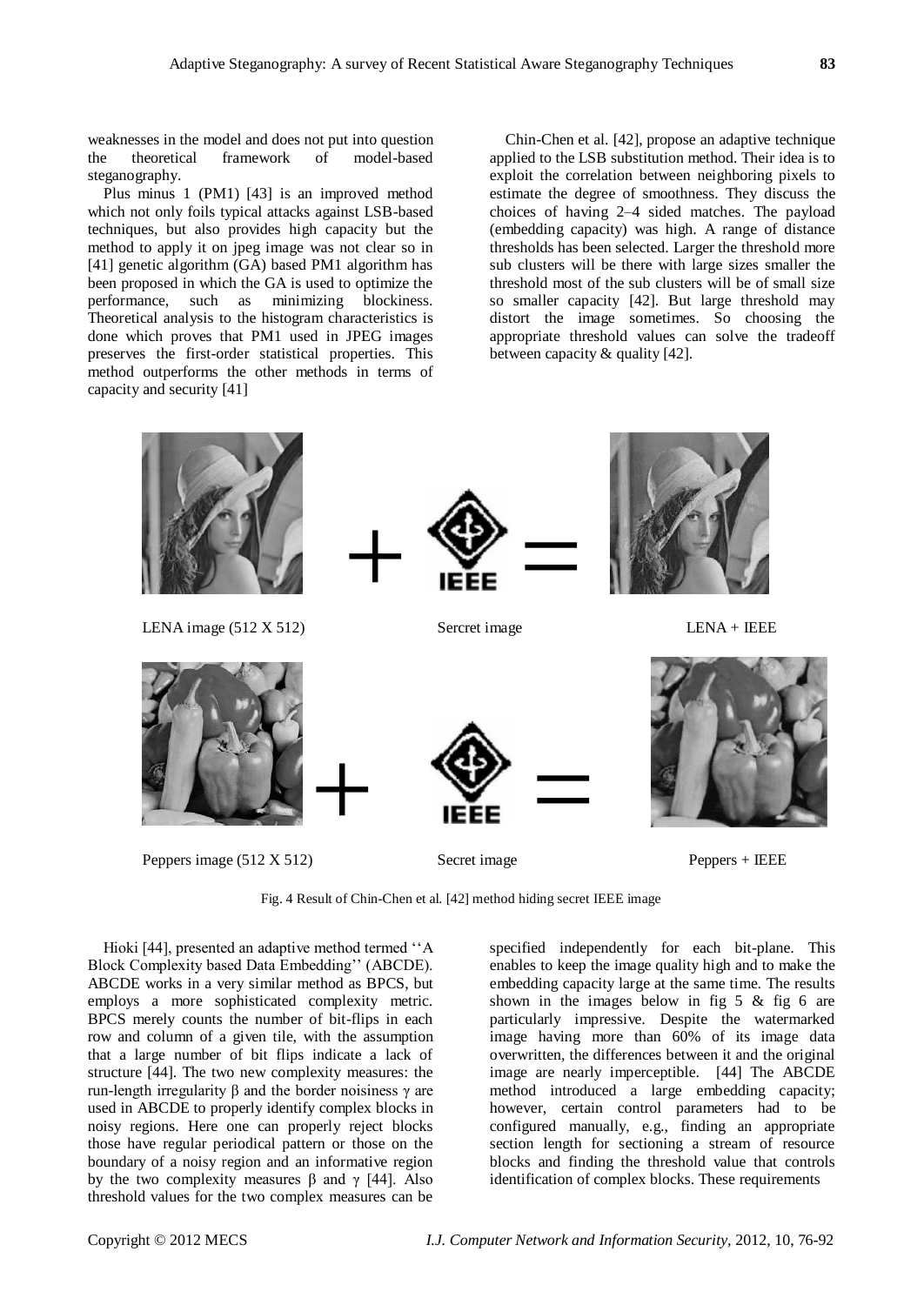weaknesses in the model and does not put into question the theoretical framework of model-based steganography.

Plus minus 1 (PM1) [43] is an improved method which not only foils typical attacks against LSB-based techniques, but also provides high capacity but the method to apply it on jpeg image was not clear so in [41] genetic algorithm (GA) based PM1 algorithm has been proposed in which the GA is used to optimize the performance, such as minimizing blockiness. Theoretical analysis to the histogram characteristics is done which proves that PM1 used in JPEG images preserves the first-order statistical properties. This method outperforms the other methods in terms of capacity and security [41]

Chin-Chen et al. [42], propose an adaptive technique applied to the LSB substitution method. Their idea is to exploit the correlation between neighboring pixels to estimate the degree of smoothness. They discuss the choices of having 2–4 sided matches. The payload (embedding capacity) was high. A range of distance thresholds has been selected. Larger the threshold more sub clusters will be there with large sizes smaller the threshold most of the sub clusters will be of small size so smaller capacity [42]. But large threshold may distort the image sometimes. So choosing the appropriate threshold values can solve the tradeoff between capacity & quality [42].

LENA image (512 X 512) Sercret image LENA + IEEE

Peppers image (512 X 512) Secret image Peppers + IEEE

Fig. 4 Result of Chin-Chen et al. [42] method hiding secret IEEE image

Hioki [44], presented an adaptive method termed ''A Block Complexity based Data Embedding'' (ABCDE). ABCDE works in a very similar method as BPCS, but employs a more sophisticated complexity metric. BPCS merely counts the number of bit-flips in each row and column of a given tile, with the assumption that a large number of bit flips indicate a lack of structure [44]. The two new complexity measures: the run-length irregularity $\beta$ and the border noisiness $\gamma$ are used in ABCDE to properly identify complex blocks in noisy regions. Here one can properly reject blocks those have regular periodical pattern or those on the boundary of a noisy region and an informative region by the two complexity measures $\beta$ and $\gamma$ [44]. Also threshold values for the two complex measures can be specified independently for each bit-plane. This enables to keep the image quality high and to make the embedding capacity large at the same time. The results shown in the images below in fig 5 & fig 6 are particularly impressive. Despite the watermarked image having more than 60% of its image data overwritten, the differences between it and the original image are nearly imperceptible. [44] The ABCDE method introduced a large embedding capacity; however, certain control parameters had to be configured manually, e.g., finding an appropriate section length for sectioning a stream of resource blocks and finding the threshold value that controls identification of complex blocks. These requirements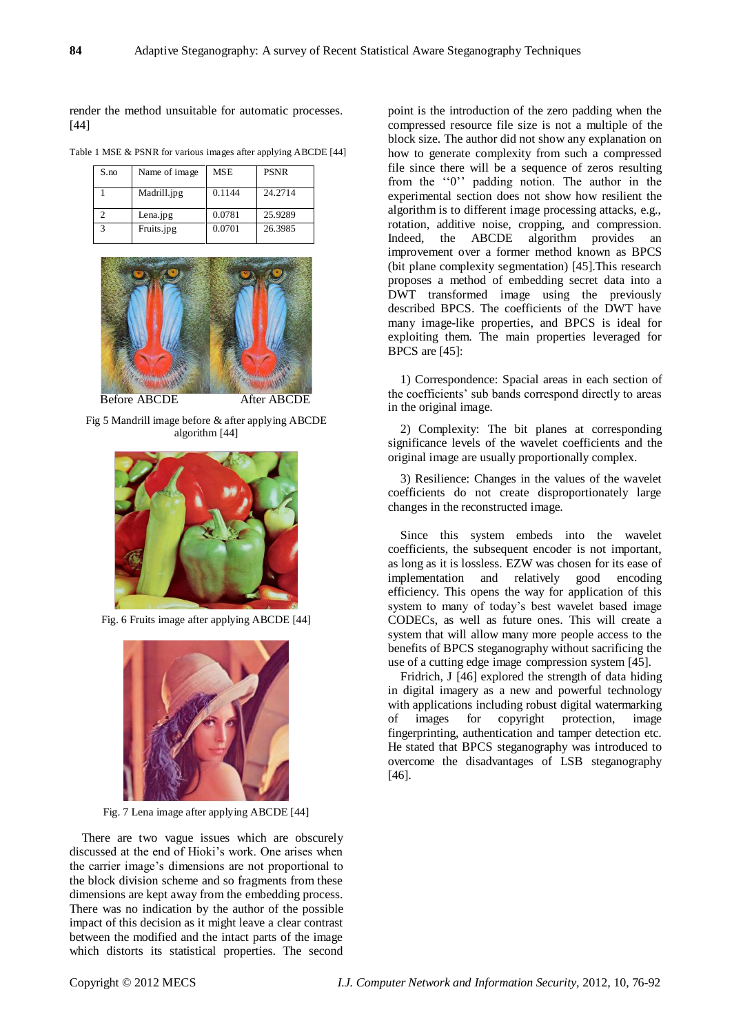render the method unsuitable for automatic processes. [44]

Table 1 MSE & PSNR for various images after applying ABCDE [44]

| S.no | Name of image | MSE | PSNR |
|---|---|---|---|
| 1 | Madrill.jpg | 0.1144 | 24.2714 |
| 2 | Lena.jpg | 0.0781 | 25.9289 |
| 3 | Fruits.jpg | 0.0701 | 26.3985 |

Before ABCDE After ABCDE

Fig 5 Mandrill image before & after applying ABCDE algorithm [44]

Fig. 6 Fruits image after applying ABCDE [44]

Fig. 7 Lena image after applying ABCDE [44]

There are two vague issues which are obscurely discussed at the end of Hioki's work. One arises when the carrier image's dimensions are not proportional to the block division scheme and so fragments from these dimensions are kept away from the embedding process. There was no indication by the author of the possible impact of this decision as it might leave a clear contrast between the modified and the intact parts of the image which distorts its statistical properties. The second point is the introduction of the zero padding when the compressed resource file size is not a multiple of the block size. The author did not show any explanation on how to generate complexity from such a compressed file since there will be a sequence of zeros resulting from the ''0'' padding notion. The author in the experimental section does not show how resilient the algorithm is to different image processing attacks, e.g., rotation, additive noise, cropping, and compression. Indeed, the ABCDE algorithm provides an improvement over a former method known as BPCS (bit plane complexity segmentation) [45].This research proposes a method of embedding secret data into a DWT transformed image using the previously described BPCS. The coefficients of the DWT have many image-like properties, and BPCS is ideal for exploiting them. The main properties leveraged for BPCS are [45]:

1) Correspondence: Spacial areas in each section of the coefficients' sub bands correspond directly to areas in the original image.

2) Complexity: The bit planes at corresponding significance levels of the wavelet coefficients and the original image are usually proportionally complex.

3) Resilience: Changes in the values of the wavelet coefficients do not create disproportionately large changes in the reconstructed image.

Since this system embeds into the wavelet coefficients, the subsequent encoder is not important, as long as it is lossless. EZW was chosen for its ease of implementation and relatively good encoding efficiency. This opens the way for application of this system to many of today's best wavelet based image CODECs, as well as future ones. This will create a system that will allow many more people access to the benefits of BPCS steganography without sacrificing the use of a cutting edge image compression system [45].

Fridrich, J [46] explored the strength of data hiding in digital imagery as a new and powerful technology with applications including robust digital watermarking of images for copyright protection, image fingerprinting, authentication and tamper detection etc. He stated that BPCS steganography was introduced to overcome the disadvantages of LSB steganography [46].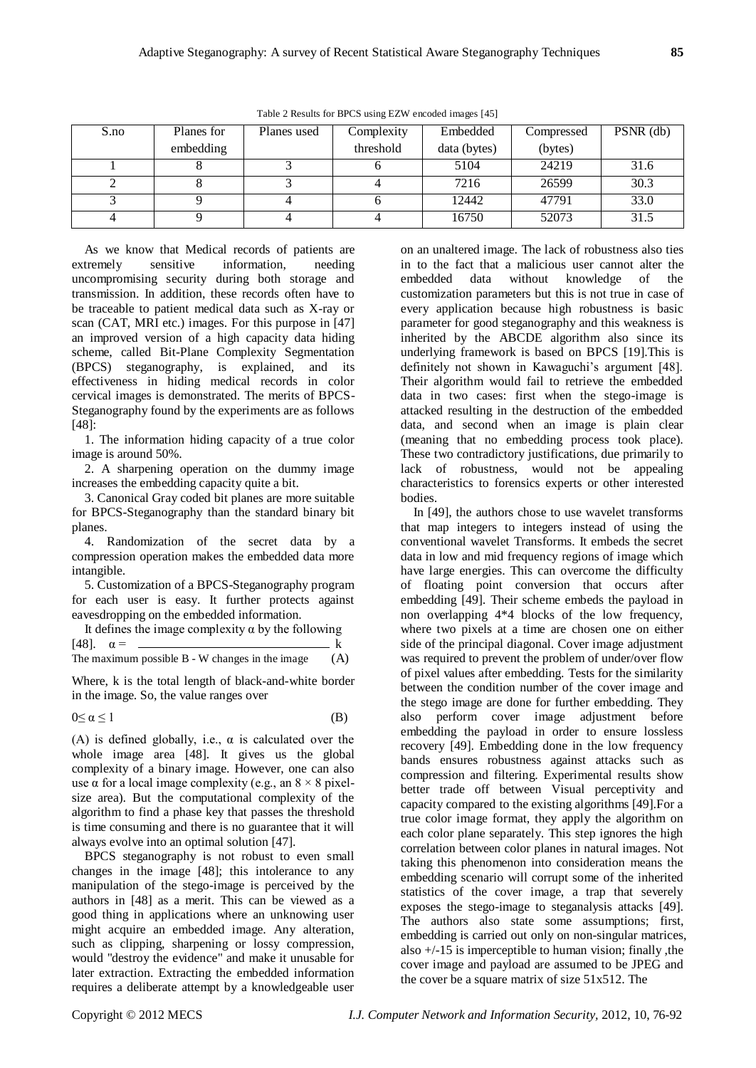Table 2 Results for BPCS using EZW encoded images [45]

| S.no | Planes for embedding | Planes used | Complexity threshold | Embedded data (bytes) | Compressed (bytes) | PSNR (db) |
|---|---|---|---|---|---|---|
| 1 | 8 | 3 | 6 | 5104 | 24219 | 31.6 |
| 2 | 8 | 3 | 4 | 7216 | 26599 | 30.3 |
| 3 | 9 | 4 | 6 | 12442 | 47791 | 33.0 |
| 4 | 9 | 4 | 4 | 16750 | 52073 | 31.5 |

As we know that Medical records of patients are extremely sensitive information, needing uncompromising security during both storage and transmission. In addition, these records often have to be traceable to patient medical data such as X-ray or scan (CAT, MRI etc.) images. For this purpose in [47] an improved version of a high capacity data hiding scheme, called Bit-Plane Complexity Segmentation (BPCS) steganography, is explained, and its effectiveness in hiding medical records in color cervical images is demonstrated. The merits of BPCS-Steganography found by the experiments are as follows [48]:

1. The information hiding capacity of a true color image is around 50%.

2. A sharpening operation on the dummy image increases the embedding capacity quite a bit.

3. Canonical Gray coded bit planes are more suitable for BPCS-Steganography than the standard binary bit planes.

4. Randomization of the secret data by a compression operation makes the embedded data more intangible.

5. Customization of a BPCS-Steganography program for each user is easy. It further protects against eavesdropping on the embedded information.

It defines the image complexity α by the following [48].

$$\alpha = \frac{k}{\text{The maximum possible B - W changes in the image}} \quad (A)$$

Where, k is the total length of black-and-white border in the image. So, the value ranges over

$$0 \leq \alpha \leq 1 \quad (B)$$

(A) is defined globally, i.e., α is calculated over the whole image area [48]. It gives us the global complexity of a binary image. However, one can also use α for a local image complexity (e.g., an $8 \times 8$ pixel-size area). But the computational complexity of the algorithm to find a phase key that passes the threshold is time consuming and there is no guarantee that it will always evolve into an optimal solution [47].

BPCS steganography is not robust to even small changes in the image [48]; this intolerance to any manipulation of the stego-image is perceived by the authors in [48] as a merit. This can be viewed as a good thing in applications where an unknowing user might acquire an embedded image. Any alteration, such as clipping, sharpening or lossy compression, would "destroy the evidence" and make it unusable for later extraction. Extracting the embedded information requires a deliberate attempt by a knowledgeable user on an unaltered image. The lack of robustness also ties in to the fact that a malicious user cannot alter the embedded data without knowledge of the customization parameters but this is not true in case of every application because high robustness is basic parameter for good steganography and this weakness is inherited by the ABCDE algorithm also since its underlying framework is based on BPCS [19].This is definitely not shown in Kawaguchi's argument [48]. Their algorithm would fail to retrieve the embedded data in two cases: first when the stego-image is attacked resulting in the destruction of the embedded data, and second when an image is plain clear (meaning that no embedding process took place). These two contradictory justifications, due primarily to lack of robustness, would not be appealing characteristics to forensics experts or other interested bodies.

In [49], the authors chose to use wavelet transforms that map integers to integers instead of using the conventional wavelet Transforms. It embeds the secret data in low and mid frequency regions of image which have large energies. This can overcome the difficulty of floating point conversion that occurs after embedding [49]. Their scheme embeds the payload in non overlapping 4*4 blocks of the low frequency, where two pixels at a time are chosen one on either side of the principal diagonal. Cover image adjustment was required to prevent the problem of under/over flow of pixel values after embedding. Tests for the similarity between the condition number of the cover image and the stego image are done for further embedding. They also perform cover image adjustment before embedding the payload in order to ensure lossless recovery [49]. Embedding done in the low frequency bands ensures robustness against attacks such as compression and filtering. Experimental results show better trade off between Visual perceptivity and capacity compared to the existing algorithms [49].For a true color image format, they apply the algorithm on each color plane separately. This step ignores the high correlation between color planes in natural images. Not taking this phenomenon into consideration means the embedding scenario will corrupt some of the inherited statistics of the cover image, a trap that severely exposes the stego-image to steganalysis attacks [49]. The authors also state some assumptions; first, embedding is carried out only on non-singular matrices, also +/-15 is imperceptible to human vision; finally ,the cover image and payload are assumed to be JPEG and the cover be a square matrix of size 51x512. The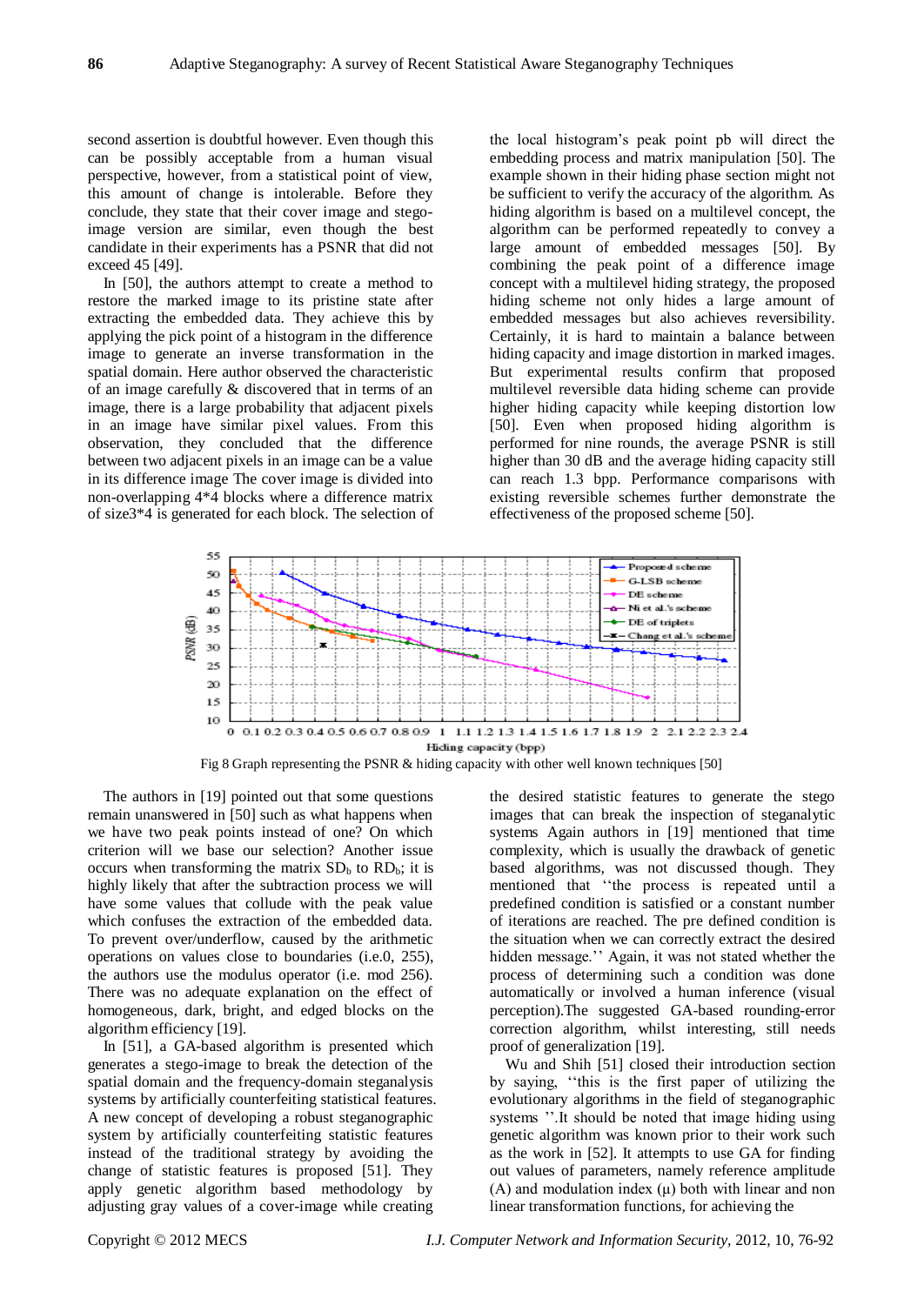second assertion is doubtful however. Even though this can be possibly acceptable from a human visual perspective, however, from a statistical point of view, this amount of change is intolerable. Before they conclude, they state that their cover image and stego-image version are similar, even though the best candidate in their experiments has a PSNR that did not exceed 45 [49].

In [50], the authors attempt to create a method to restore the marked image to its pristine state after extracting the embedded data. They achieve this by applying the pick point of a histogram in the difference image to generate an inverse transformation in the spatial domain. Here author observed the characteristic of an image carefully & discovered that in terms of an image, there is a large probability that adjacent pixels in an image have similar pixel values. From this observation, they concluded that the difference between two adjacent pixels in an image can be a value in its difference image The cover image is divided into non-overlapping 4*4 blocks where a difference matrix of size3*4 is generated for each block. The selection of the local histogram's peak point pb will direct the embedding process and matrix manipulation [50]. The example shown in their hiding phase section might not be sufficient to verify the accuracy of the algorithm. As hiding algorithm is based on a multilevel concept, the algorithm can be performed repeatedly to convey a large amount of embedded messages [50]. By combining the peak point of a difference image concept with a multilevel hiding strategy, the proposed hiding scheme not only hides a large amount of embedded messages but also achieves reversibility. Certainly, it is hard to maintain a balance between hiding capacity and image distortion in marked images. But experimental results confirm that proposed multilevel reversible data hiding scheme can provide higher hiding capacity while keeping distortion low [50]. Even when proposed hiding algorithm is performed for nine rounds, the average PSNR is still higher than 30 dB and the average hiding capacity still can reach 1.3 bpp. Performance comparisons with existing reversible schemes further demonstrate the effectiveness of the proposed scheme [50].

Fig 8 Graph representing the PSNR & hiding capacity with other well known techniques [50]

The authors in [19] pointed out that some questions remain unanswered in [50] such as what happens when we have two peak points instead of one? On which criterion will we base our selection? Another issue occurs when transforming the matrix $SD_b$ to $RD_b$; it is highly likely that after the subtraction process we will have some values that collude with the peak value which confuses the extraction of the embedded data. To prevent over/underflow, caused by the arithmetic operations on values close to boundaries (i.e.0, 255), the authors use the modulus operator (i.e. mod 256). There was no adequate explanation on the effect of homogeneous, dark, bright, and edged blocks on the algorithm efficiency [19].

In [51], a GA-based algorithm is presented which generates a stego-image to break the detection of the spatial domain and the frequency-domain steganalysis systems by artificially counterfeiting statistical features. A new concept of developing a robust steganographic system by artificially counterfeiting statistic features instead of the traditional strategy by avoiding the change of statistic features is proposed [51]. They apply genetic algorithm based methodology by adjusting gray values of a cover-image while creating the desired statistic features to generate the stego images that can break the inspection of steganalytic systems Again authors in [19] mentioned that time complexity, which is usually the drawback of genetic based algorithms, was not discussed though. They mentioned that ''the process is repeated until a predefined condition is satisfied or a constant number of iterations are reached. The pre defined condition is the situation when we can correctly extract the desired hidden message.'' Again, it was not stated whether the process of determining such a condition was done automatically or involved a human inference (visual perception).The suggested GA-based rounding-error correction algorithm, whilst interesting, still needs proof of generalization [19].

Wu and Shih [51] closed their introduction section by saying, ''this is the first paper of utilizing the evolutionary algorithms in the field of steganographic systems ''.It should be noted that image hiding using genetic algorithm was known prior to their work such as the work in [52]. It attempts to use GA for finding out values of parameters, namely reference amplitude (A) and modulation index ($\mu$) both with linear and non linear transformation functions, for achieving the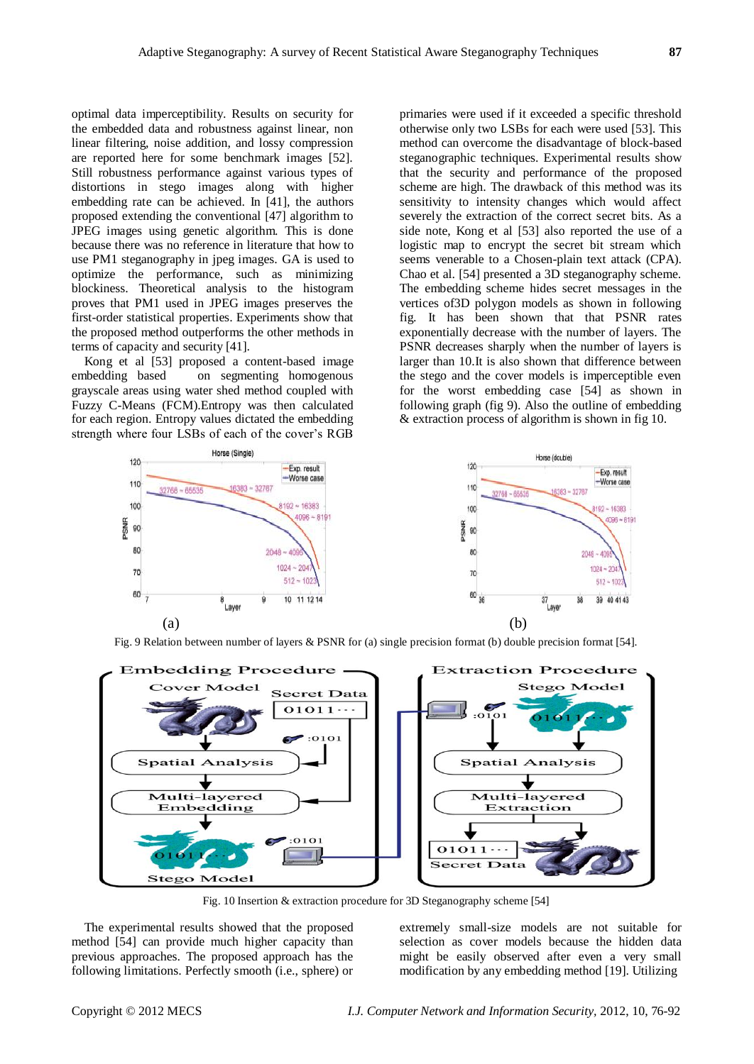optimal data imperceptibility. Results on security for the embedded data and robustness against linear, non linear filtering, noise addition, and lossy compression are reported here for some benchmark images [52]. Still robustness performance against various types of distortions in stego images along with higher embedding rate can be achieved. In [41], the authors proposed extending the conventional [47] algorithm to JPEG images using genetic algorithm. This is done because there was no reference in literature that how to use PM1 steganography in jpeg images. GA is used to optimize the performance, such as minimizing blockiness. Theoretical analysis to the histogram proves that PM1 used in JPEG images preserves the first-order statistical properties. Experiments show that the proposed method outperforms the other methods in terms of capacity and security [41].

Kong et al [53] proposed a content-based image embedding based on segmenting homogenous grayscale areas using water shed method coupled with Fuzzy C-Means (FCM).Entropy was then calculated for each region. Entropy values dictated the embedding strength where four LSBs of each of the cover's RGB primaries were used if it exceeded a specific threshold otherwise only two LSBs for each were used [53]. This method can overcome the disadvantage of block-based steganographic techniques. Experimental results show that the security and performance of the proposed scheme are high. The drawback of this method was its sensitivity to intensity changes which would affect severely the extraction of the correct secret bits. As a side note, Kong et al [53] also reported the use of a logistic map to encrypt the secret bit stream which seems venerable to a Chosen-plain text attack (CPA). Chao et al. [54] presented a 3D steganography scheme. The embedding scheme hides secret messages in the vertices of3D polygon models as shown in following fig. It has been shown that that PSNR rates exponentially decrease with the number of layers. The PSNR decreases sharply when the number of layers is larger than 10.It is also shown that difference between the stego and the cover models is imperceptible even for the worst embedding case [54] as shown in following graph (fig 9). Also the outline of embedding & extraction process of algorithm is shown in fig 10.

Fig. 9 Relation between number of layers & PSNR for (a) single precision format (b) double precision format [54].

Fig. 10 Insertion & extraction procedure for 3D Steganography scheme [54]

The experimental results showed that the proposed method [54] can provide much higher capacity than previous approaches. The proposed approach has the following limitations. Perfectly smooth (i.e., sphere) or extremely small-size models are not suitable for selection as cover models because the hidden data might be easily observed after even a very small modification by any embedding method [19]. Utilizing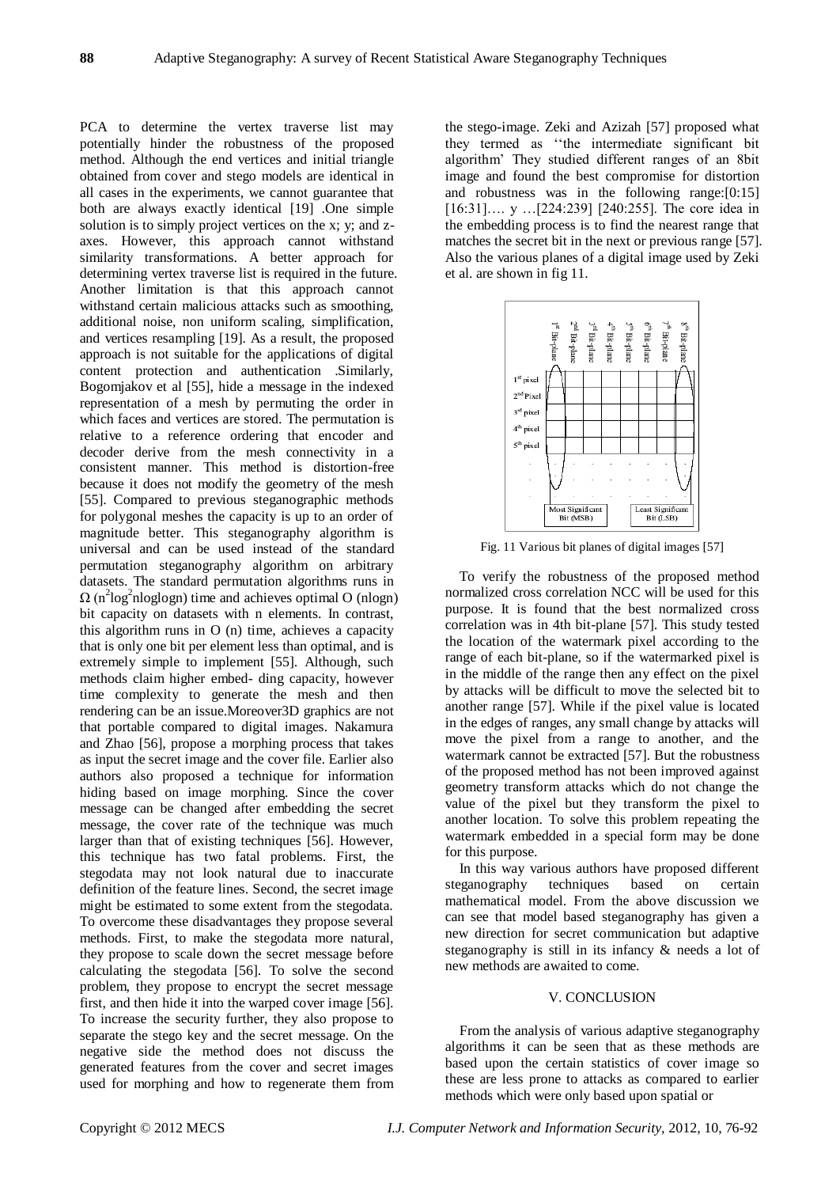PCA to determine the vertex traverse list may potentially hinder the robustness of the proposed method. Although the end vertices and initial triangle obtained from cover and stego models are identical in all cases in the experiments, we cannot guarantee that both are always exactly identical [19] .One simple solution is to simply project vertices on the x; y; and z-axes. However, this approach cannot withstand similarity transformations. A better approach for determining vertex traverse list is required in the future. Another limitation is that this approach cannot withstand certain malicious attacks such as smoothing, additional noise, non uniform scaling, simplification, and vertices resampling [19]. As a result, the proposed approach is not suitable for the applications of digital content protection and authentication .Similarly, Bogomjakov et al [55], hide a message in the indexed representation of a mesh by permuting the order in which faces and vertices are stored. The permutation is relative to a reference ordering that encoder and decoder derive from the mesh connectivity in a consistent manner. This method is distortion-free because it does not modify the geometry of the mesh [55]. Compared to previous steganographic methods for polygonal meshes the capacity is up to an order of magnitude better. This steganography algorithm is universal and can be used instead of the standard permutation steganography algorithm on arbitrary datasets. The standard permutation algorithms runs in $\Omega$ ($n^2 \log^2 n \log\log n$) time and achieves optimal O (nlogn) bit capacity on datasets with n elements. In contrast, this algorithm runs in O (n) time, achieves a capacity that is only one bit per element less than optimal, and is extremely simple to implement [55]. Although, such methods claim higher embed- ding capacity, however time complexity to generate the mesh and then rendering can be an issue.Moreover3D graphics are not that portable compared to digital images. Nakamura and Zhao [56], propose a morphing process that takes as input the secret image and the cover file. Earlier also authors also proposed a technique for information hiding based on image morphing. Since the cover message can be changed after embedding the secret message, the cover rate of the technique was much larger than that of existing techniques [56]. However, this technique has two fatal problems. First, the stegodata may not look natural due to inaccurate definition of the feature lines. Second, the secret image might be estimated to some extent from the stegodata. To overcome these disadvantages they propose several methods. First, to make the stegodata more natural, they propose to scale down the secret message before calculating the stegodata [56]. To solve the second problem, they propose to encrypt the secret message first, and then hide it into the warped cover image [56]. To increase the security further, they also propose to separate the stego key and the secret message. On the negative side the method does not discuss the generated features from the cover and secret images used for morphing and how to regenerate them from the stego-image. Zeki and Azizah [57] proposed what they termed as ''the intermediate significant bit algorithm' They studied different ranges of an 8bit image and found the best compromise for distortion and robustness was in the following range:[0:15] [16:31]…. y …[224:239] [240:255]. The core idea in the embedding process is to find the nearest range that matches the secret bit in the next or previous range [57]. Also the various planes of a digital image used by Zeki et al. are shown in fig 11.

Fig. 11 Various bit planes of digital images [57]

To verify the robustness of the proposed method normalized cross correlation NCC will be used for this purpose. It is found that the best normalized cross correlation was in 4th bit-plane [57]. This study tested the location of the watermark pixel according to the range of each bit-plane, so if the watermarked pixel is in the middle of the range then any effect on the pixel by attacks will be difficult to move the selected bit to another range [57]. While if the pixel value is located in the edges of ranges, any small change by attacks will move the pixel from a range to another, and the watermark cannot be extracted [57]. But the robustness of the proposed method has not been improved against geometry transform attacks which do not change the value of the pixel but they transform the pixel to another location. To solve this problem repeating the watermark embedded in a special form may be done for this purpose.

In this way various authors have proposed different steganography techniques based on certain mathematical model. From the above discussion we can see that model based steganography has given a new direction for secret communication but adaptive steganography is still in its infancy & needs a lot of new methods are awaited to come.

## V. CONCLUSION

From the analysis of various adaptive steganography algorithms it can be seen that as these methods are based upon the certain statistics of cover image so these are less prone to attacks as compared to earlier methods which were only based upon spatial or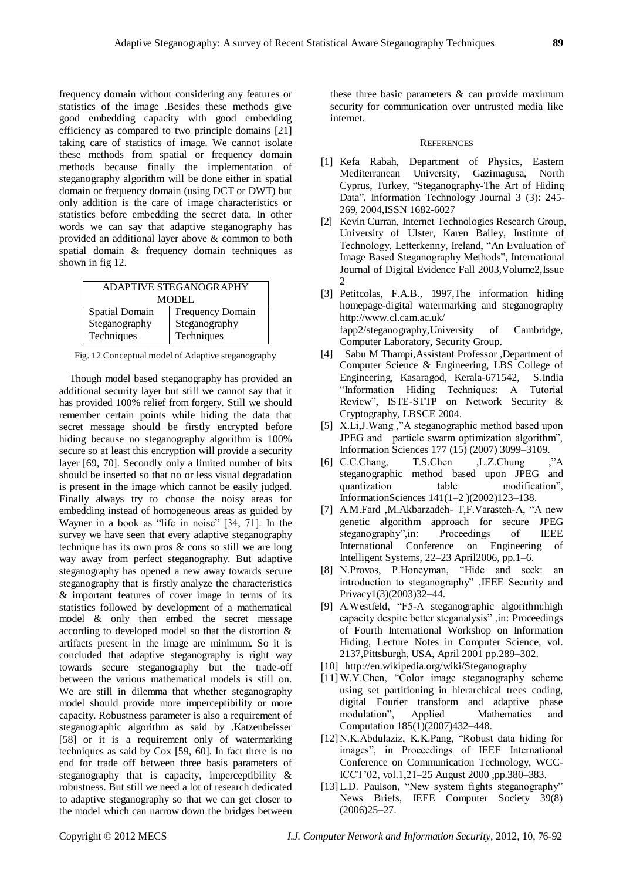frequency domain without considering any features or statistics of the image .Besides these methods give good embedding capacity with good embedding efficiency as compared to two principle domains [21] taking care of statistics of image. We cannot isolate these methods from spatial or frequency domain methods because finally the implementation of steganography algorithm will be done either in spatial domain or frequency domain (using DCT or DWT) but only addition is the care of image characteristics or statistics before embedding the secret data. In other words we can say that adaptive steganography has provided an additional layer above & common to both spatial domain & frequency domain techniques as shown in fig 12.

| ADAPTIVE STEGANOGRAPHY MODEL | |
|---|---|
| Spatial Domain Steganography Techniques | Frequency Domain Steganography Techniques |

Fig. 12 Conceptual model of Adaptive steganography

Though model based steganography has provided an additional security layer but still we cannot say that it has provided 100% relief from forgery. Still we should remember certain points while hiding the data that secret message should be firstly encrypted before hiding because no steganography algorithm is 100% secure so at least this encryption will provide a security layer [69, 70]. Secondly only a limited number of bits should be inserted so that no or less visual degradation is present in the image which cannot be easily judged. Finally always try to choose the noisy areas for embedding instead of homogeneous areas as guided by Wayner in a book as "life in noise" [34, 71]. In the survey we have seen that every adaptive steganography technique has its own pros & cons so still we are long way away from perfect steganography. But adaptive steganography has opened a new away towards secure steganography that is firstly analyze the characteristics & important features of cover image in terms of its statistics followed by development of a mathematical model & only then embed the secret message according to developed model so that the distortion & artifacts present in the image are minimum. So it is concluded that adaptive steganography is right way towards secure steganography but the trade-off between the various mathematical models is still on. We are still in dilemma that whether steganography model should provide more imperceptibility or more capacity. Robustness parameter is also a requirement of steganographic algorithm as said by .Katzenbeisser [58] or it is a requirement only of watermarking techniques as said by Cox [59, 60]. In fact there is no end for trade off between three basis parameters of steganography that is capacity, imperceptibility & robustness. But still we need a lot of research dedicated to adaptive steganography so that we can get closer to the model which can narrow down the bridges between these three basic parameters & can provide maximum security for communication over untrusted media like internet.

## REFERENCES

[1] Kefa Rabah, Department of Physics, Eastern Mediterranean University, Gazimagusa, North Cyprus, Turkey, "Steganography-The Art of Hiding Data", Information Technology Journal 3 (3): 245-269, 2004,ISSN 1682-6027

[2] Kevin Curran, Internet Technologies Research Group, University of Ulster, Karen Bailey, Institute of Technology, Letterkenny, Ireland, "An Evaluation of Image Based Steganography Methods", International Journal of Digital Evidence Fall 2003,Volume2,Issue 2

[3] Petitcolas, F.A.B., 1997,The information hiding homepage-digital watermarking and steganography http://www.cl.cam.ac.uk/ fapp2/steganography,University of Cambridge, Computer Laboratory, Security Group.

[4] Sabu M Thampi,Assistant Professor ,Department of Computer Science & Engineering, LBS College of Engineering, Kasaragod, Kerala-671542, S.India "Information Hiding Techniques: A Tutorial Review", ISTE-STTP on Network Security & Cryptography, LBSCE 2004.

[5] X.Li,J.Wang ,"A steganographic method based upon JPEG and particle swarm optimization algorithm", Information Sciences 177 (15) (2007) 3099–3109.

[6] C.C.Chang, T.S.Chen ,L.Z.Chung ,"A steganographic method based upon JPEG and quantization table modification", InformationSciences 141(1–2 )(2002)123–138.

[7] A.M.Fard ,M.Akbarzadeh- T,F.Varasteh-A, "A new genetic algorithm approach for secure JPEG steganography",in: Proceedings of IEEE International Conference on Engineering of Intelligent Systems, 22–23 April2006, pp.1–6.

[8] N.Provos, P.Honeyman, "Hide and seek: an introduction to steganography" ,IEEE Security and Privacy1(3)(2003)32–44.

[9] A.Westfeld, "F5-A steganographic algorithm:high capacity despite better steganalysis" ,in: Proceedings of Fourth International Workshop on Information Hiding, Lecture Notes in Computer Science, vol. 2137,Pittsburgh, USA, April 2001 pp.289–302.

[10] http://en.wikipedia.org/wiki/Steganography

[11] W.Y.Chen, "Color image steganography scheme using set partitioning in hierarchical trees coding, digital Fourier transform and adaptive phase modulation", Applied Mathematics and Computation 185(1)(2007)432–448.

[12] N.K.Abdulaziz, K.K.Pang, "Robust data hiding for images", in Proceedings of IEEE International Conference on Communication Technology, WCC-ICCT'02, vol.1,21–25 August 2000 ,pp.380–383.

[13] L.D. Paulson, "New system fights steganography" News Briefs, IEEE Computer Society 39(8) (2006)25–27.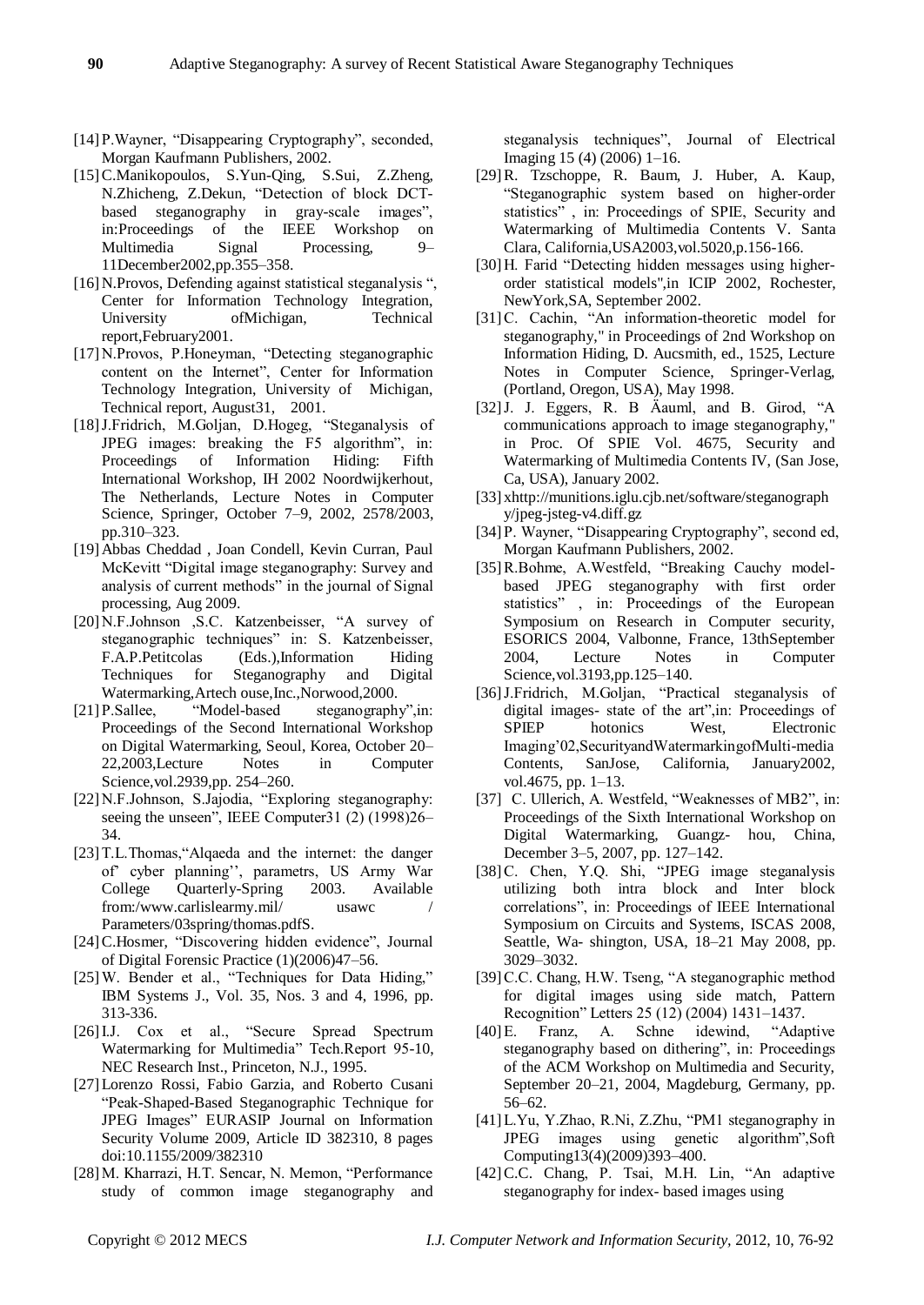[14] P.Wayner, "Disappearing Cryptography", seconded, Morgan Kaufmann Publishers, 2002.

[15] C.Manikopoulos, S.Yun-Qing, S.Sui, Z.Zheng, N.Zhicheng, Z.Dekun, "Detection of block DCT-based steganography in gray-scale images", in:Proceedings of the IEEE Workshop on Multimedia Signal Processing, 9–11December2002,pp.355–358.

[16] N.Provos, Defending against statistical steganalysis ", Center for Information Technology Integration, University ofMichigan, Technical report,February2001.

[17] N.Provos, P.Honeyman, "Detecting steganographic content on the Internet", Center for Information Technology Integration, University of Michigan, Technical report, August31, 2001.

[18] J.Fridrich, M.Goljan, D.Hogeg, "Steganalysis of JPEG images: breaking the F5 algorithm", in: Proceedings of Information Hiding: Fifth International Workshop, IH 2002 Noordwijkerhout, The Netherlands, Lecture Notes in Computer Science, Springer, October 7–9, 2002, 2578/2003, pp.310–323.

[19] Abbas Cheddad , Joan Condell, Kevin Curran, Paul McKevitt "Digital image steganography: Survey and analysis of current methods" in the journal of Signal processing, Aug 2009.

[20] N.F.Johnson ,S.C. Katzenbeisser, "A survey of steganographic techniques" in: S. Katzenbeisser, F.A.P.Petitcolas (Eds.),Information Hiding Techniques for Steganography and Digital Watermarking,Artech ouse,Inc.,Norwood,2000.

[21] P.Sallee, "Model-based steganography",in: Proceedings of the Second International Workshop on Digital Watermarking, Seoul, Korea, October 20–22,2003,Lecture Notes in Computer Science,vol.2939,pp. 254–260.

[22] N.F.Johnson, S.Jajodia, "Exploring steganography: seeing the unseen", IEEE Computer31 (2) (1998)26–34.

[23] T.L.Thomas,"Alqaeda and the internet: the danger of' cyber planning'', parametrs, US Army War College Quarterly-Spring 2003. Available from:/www.carlislearmy.mil/ usawc / Parameters/03spring/thomas.pdfS.

[24] C.Hosmer, "Discovering hidden evidence", Journal of Digital Forensic Practice (1)(2006)47–56.

[25] W. Bender et al., "Techniques for Data Hiding," IBM Systems J., Vol. 35, Nos. 3 and 4, 1996, pp. 313-336.

[26] I.J. Cox et al., "Secure Spread Spectrum Watermarking for Multimedia" Tech.Report 95-10, NEC Research Inst., Princeton, N.J., 1995.

[27] Lorenzo Rossi, Fabio Garzia, and Roberto Cusani "Peak-Shaped-Based Steganographic Technique for JPEG Images" EURASIP Journal on Information Security Volume 2009, Article ID 382310, 8 pages doi:10.1155/2009/382310

[28] M. Kharrazi, H.T. Sencar, N. Memon, "Performance study of common image steganography and steganalysis techniques", Journal of Electrical Imaging 15 (4) (2006) 1–16.

[29] R. Tzschoppe, R. Baum, J. Huber, A. Kaup, "Steganographic system based on higher-order statistics" , in: Proceedings of SPIE, Security and Watermarking of Multimedia Contents V. Santa Clara, California,USA2003,vol.5020,p.156-166.

[30] H. Farid "Detecting hidden messages using higher-order statistical models",in ICIP 2002, Rochester, NewYork,SA, September 2002.

[31] C. Cachin, "An information-theoretic model for steganography," in Proceedings of 2nd Workshop on Information Hiding, D. Aucsmith, ed., 1525, Lecture Notes in Computer Science, Springer-Verlag, (Portland, Oregon, USA), May 1998.

[32] J. J. Eggers, R. B Äauml, and B. Girod, "A communications approach to image steganography," in Proc. Of SPIE Vol. 4675, Security and Watermarking of Multimedia Contents IV, (San Jose, Ca, USA), January 2002.

[33] xhttp://munitions.iglu.cjb.net/software/steganography/jpeg-jsteg-v4.diff.gz

[34] P. Wayner, "Disappearing Cryptography", second ed, Morgan Kaufmann Publishers, 2002.

[35] R.Bohme, A.Westfeld, "Breaking Cauchy model-based JPEG steganography with first order statistics" , in: Proceedings of the European Symposium on Research in Computer security, ESORICS 2004, Valbonne, France, 13thSeptember 2004, Lecture Notes in Computer Science,vol.3193,pp.125–140.

[36] J.Fridrich, M.Goljan, "Practical steganalysis of digital images- state of the art",in: Proceedings of SPIEP hotonics West, Electronic Imaging'02,SecurityandWatermarkingofMulti-media Contents, SanJose, California, January2002, vol.4675, pp. 1–13.

[37] C. Ullerich, A. Westfeld, "Weaknesses of MB2", in: Proceedings of the Sixth International Workshop on Digital Watermarking, Guangz- hou, China, December 3–5, 2007, pp. 127–142.

[38] C. Chen, Y.Q. Shi, "JPEG image steganalysis utilizing both intra block and Inter block correlations", in: Proceedings of IEEE International Symposium on Circuits and Systems, ISCAS 2008, Seattle, Wa- shington, USA, 18–21 May 2008, pp. 3029–3032.

[39] C.C. Chang, H.W. Tseng, "A steganographic method for digital images using side match, Pattern Recognition" Letters 25 (12) (2004) 1431–1437.

[40] E. Franz, A. Schne idewind, "Adaptive steganography based on dithering", in: Proceedings of the ACM Workshop on Multimedia and Security, September 20–21, 2004, Magdeburg, Germany, pp. 56–62.

[41] L.Yu, Y.Zhao, R.Ni, Z.Zhu, "PM1 steganography in JPEG images using genetic algorithm",Soft Computing13(4)(2009)393–400.

[42] C.C. Chang, P. Tsai, M.H. Lin, "An adaptive steganography for index- based images using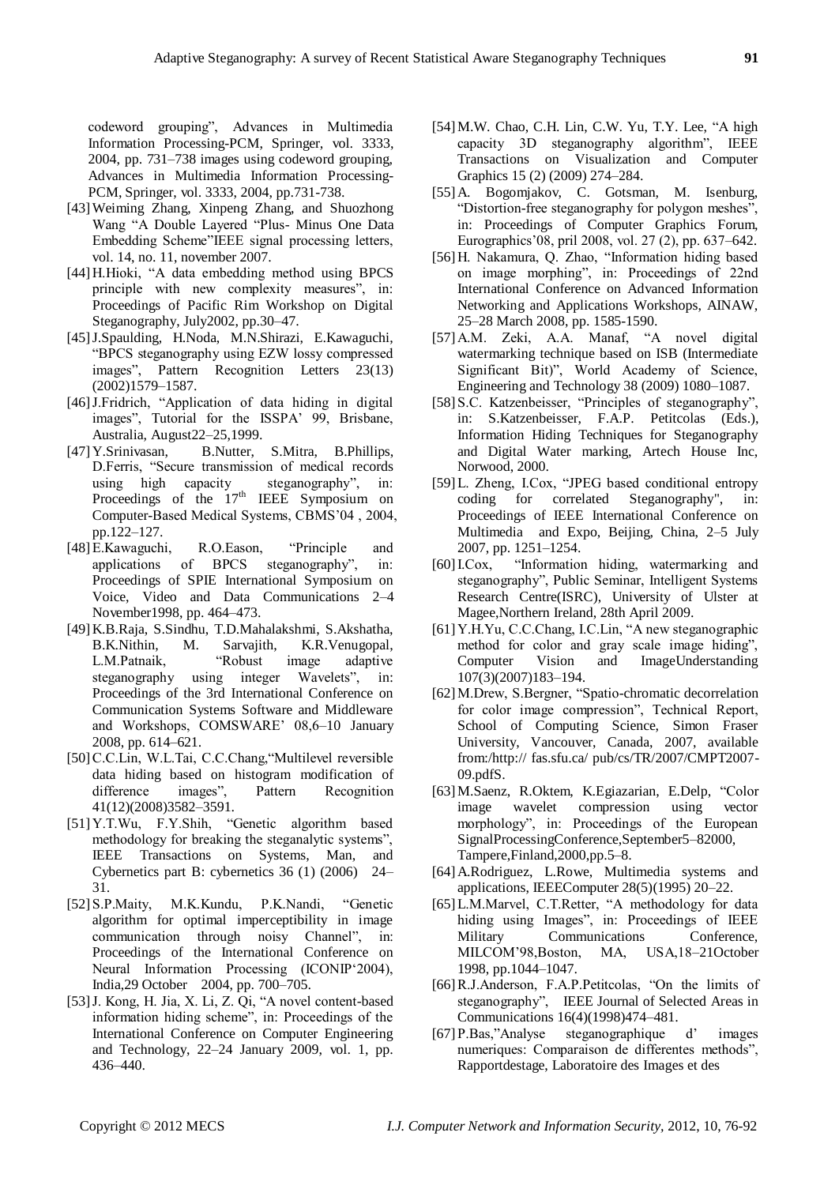codeword grouping", Advances in Multimedia Information Processing-PCM, Springer, vol. 3333, 2004, pp. 731–738 images using codeword grouping, Advances in Multimedia Information Processing-PCM, Springer, vol. 3333, 2004, pp.731-738.

[43] Weiming Zhang, Xinpeng Zhang, and Shuozhong Wang "A Double Layered "Plus- Minus One Data Embedding Scheme"IEEE signal processing letters, vol. 14, no. 11, november 2007.

[44] H.Hioki, "A data embedding method using BPCS principle with new complexity measures", in: Proceedings of Pacific Rim Workshop on Digital Steganography, July2002, pp.30–47.

[45] J.Spaulding, H.Noda, M.N.Shirazi, E.Kawaguchi, "BPCS steganography using EZW lossy compressed images", Pattern Recognition Letters 23(13) (2002)1579–1587.

[46] J.Fridrich, "Application of data hiding in digital images", Tutorial for the ISSPA' 99, Brisbane, Australia, August22–25,1999.

[47] Y.Srinivasan, B.Nutter, S.Mitra, B.Phillips, D.Ferris, "Secure transmission of medical records using high capacity steganography", in: Proceedings of the 17th IEEE Symposium on Computer-Based Medical Systems, CBMS'04 , 2004, pp.122–127.

[48] E.Kawaguchi, R.O.Eason, "Principle and applications of BPCS steganography", in: Proceedings of SPIE International Symposium on Voice, Video and Data Communications 2–4 November1998, pp. 464–473.

[49] K.B.Raja, S.Sindhu, T.D.Mahalakshmi, S.Akshatha, B.K.Nithin, M. Sarvajith, K.R.Venugopal, L.M.Patnaik, "Robust image adaptive steganography using integer Wavelets", in: Proceedings of the 3rd International Conference on Communication Systems Software and Middleware and Workshops, COMSWARE' 08,6–10 January 2008, pp. 614–621.

[50] C.C.Lin, W.L.Tai, C.C.Chang,"Multilevel reversible data hiding based on histogram modification of difference images", Pattern Recognition 41(12)(2008)3582–3591.

[51] Y.T.Wu, F.Y.Shih, "Genetic algorithm based methodology for breaking the steganalytic systems", IEEE Transactions on Systems, Man, and Cybernetics part B: cybernetics 36 (1) (2006) 24–31.

[52] S.P.Maity, M.K.Kundu, P.K.Nandi, "Genetic algorithm for optimal imperceptibility in image communication through noisy Channel", in: Proceedings of the International Conference on Neural Information Processing (ICONIP'2004), India,29 October 2004, pp. 700–705.

[53] J. Kong, H. Jia, X. Li, Z. Qi, "A novel content-based information hiding scheme", in: Proceedings of the International Conference on Computer Engineering and Technology, 22–24 January 2009, vol. 1, pp. 436–440.

[54] M.W. Chao, C.H. Lin, C.W. Yu, T.Y. Lee, "A high capacity 3D steganography algorithm", IEEE Transactions on Visualization and Computer Graphics 15 (2) (2009) 274–284.

[55] A. Bogomjakov, C. Gotsman, M. Isenburg, "Distortion-free steganography for polygon meshes", in: Proceedings of Computer Graphics Forum, Eurographics'08, pril 2008, vol. 27 (2), pp. 637–642.

[56] H. Nakamura, Q. Zhao, "Information hiding based on image morphing", in: Proceedings of 22nd International Conference on Advanced Information Networking and Applications Workshops, AINAW, 25–28 March 2008, pp. 1585-1590.

[57] A.M. Zeki, A.A. Manaf, "A novel digital watermarking technique based on ISB (Intermediate Significant Bit)", World Academy of Science, Engineering and Technology 38 (2009) 1080–1087.

[58] S.C. Katzenbeisser, "Principles of steganography", in: S.Katzenbeisser, F.A.P. Petitcolas (Eds.), Information Hiding Techniques for Steganography and Digital Water marking, Artech House Inc, Norwood, 2000.

[59] L. Zheng, I.Cox, "JPEG based conditional entropy coding for correlated Steganography", in: Proceedings of IEEE International Conference on Multimedia and Expo, Beijing, China, 2–5 July 2007, pp. 1251–1254.

[60] I.Cox, "Information hiding, watermarking and steganography", Public Seminar, Intelligent Systems Research Centre(ISRC), University of Ulster at Magee,Northern Ireland, 28th April 2009.

[61] Y.H.Yu, C.C.Chang, I.C.Lin, "A new steganographic method for color and gray scale image hiding", Computer Vision and ImageUnderstanding 107(3)(2007)183–194.

[62] M.Drew, S.Bergner, "Spatio-chromatic decorrelation for color image compression", Technical Report, School of Computing Science, Simon Fraser University, Vancouver, Canada, 2007, available from:/http:// fas.sfu.ca/ pub/cs/TR/2007/CMPT2007-09.pdfS.

[63] M.Saenz, R.Oktem, K.Egiazarian, E.Delp, "Color image wavelet compression using vector morphology", in: Proceedings of the European SignalProcessingConference,September5–82000, Tampere,Finland,2000,pp.5–8.

[64] A.Rodriguez, L.Rowe, Multimedia systems and applications, IEEEComputer 28(5)(1995) 20–22.

[65] L.M.Marvel, C.T.Retter, "A methodology for data hiding using Images", in: Proceedings of IEEE Military Communications Conference, MILCOM'98,Boston, MA, USA,18–21October 1998, pp.1044–1047.

[66] R.J.Anderson, F.A.P.Petitcolas, "On the limits of steganography", IEEE Journal of Selected Areas in Communications 16(4)(1998)474–481.

[67] P.Bas,"Analyse steganographique d' images numeriques: Comparaison de differentes methods", Rapportdestage, Laboratoire des Images et des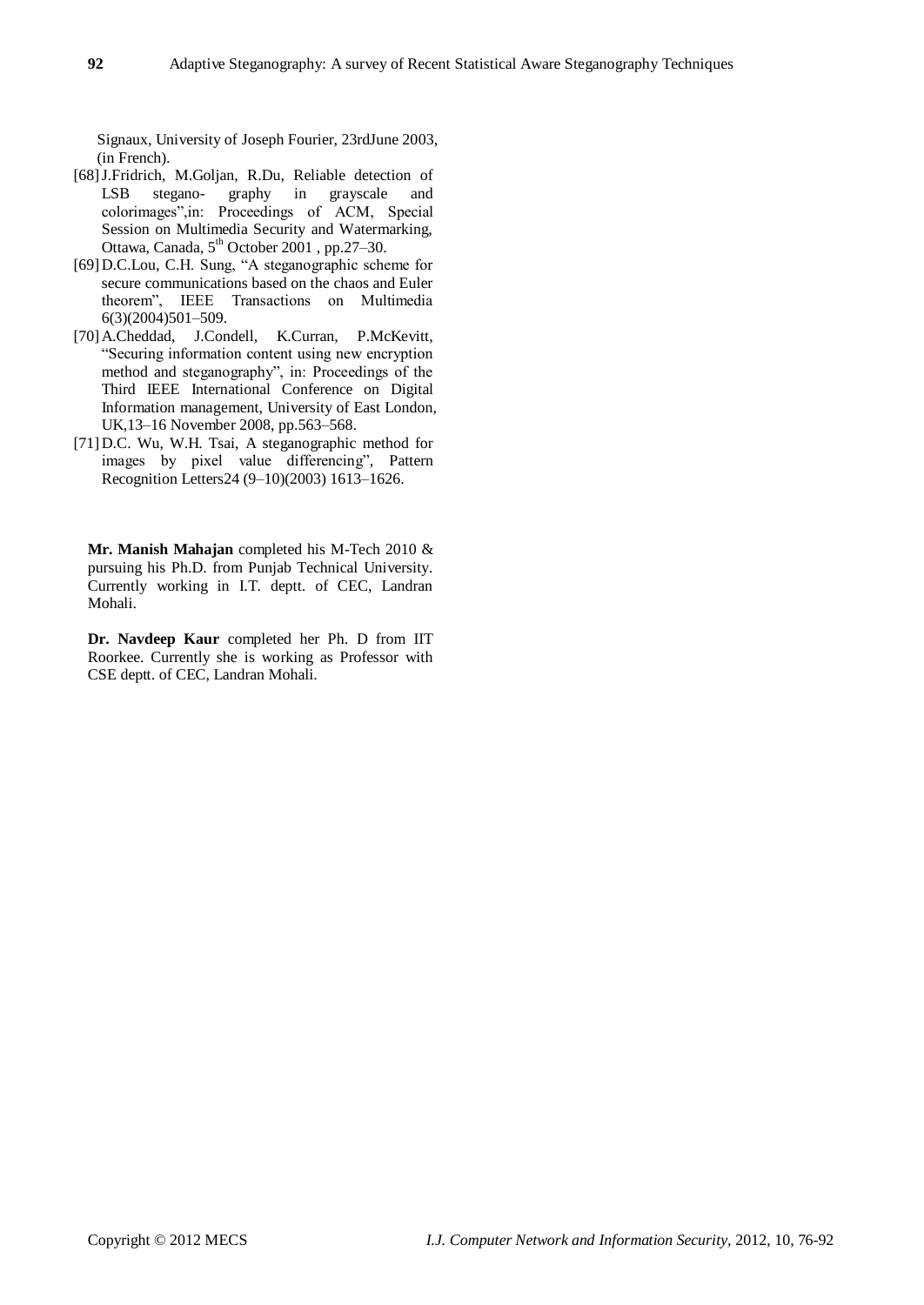Signaux, University of Joseph Fourier, 23rdJune 2003, (in French).

[68] J.Fridrich, M.Goljan, R.Du, Reliable detection of LSB stegano- graphy in grayscale and colorimages",in: Proceedings of ACM, Special Session on Multimedia Security and Watermarking, Ottawa, Canada, 5th October 2001 , pp.27–30.

[69] D.C.Lou, C.H. Sung, "A steganographic scheme for secure communications based on the chaos and Euler theorem", IEEE Transactions on Multimedia 6(3)(2004)501–509.

[70] A.Cheddad, J.Condell, K.Curran, P.McKevitt, "Securing information content using new encryption method and steganography", in: Proceedings of the Third IEEE International Conference on Digital Information management, University of East London, UK,13–16 November 2008, pp.563–568.

[71] D.C. Wu, W.H. Tsai, A steganographic method for images by pixel value differencing", Pattern Recognition Letters24 (9–10)(2003) 1613–1626.

**Mr. Manish Mahajan** completed his M-Tech 2010 & pursuing his Ph.D. from Punjab Technical University. Currently working in I.T. deptt. of CEC, Landran Mohali.

**Dr. Navdeep Kaur** completed her Ph. D from IIT Roorkee. Currently she is working as Professor with CSE deptt. of CEC, Landran Mohali.